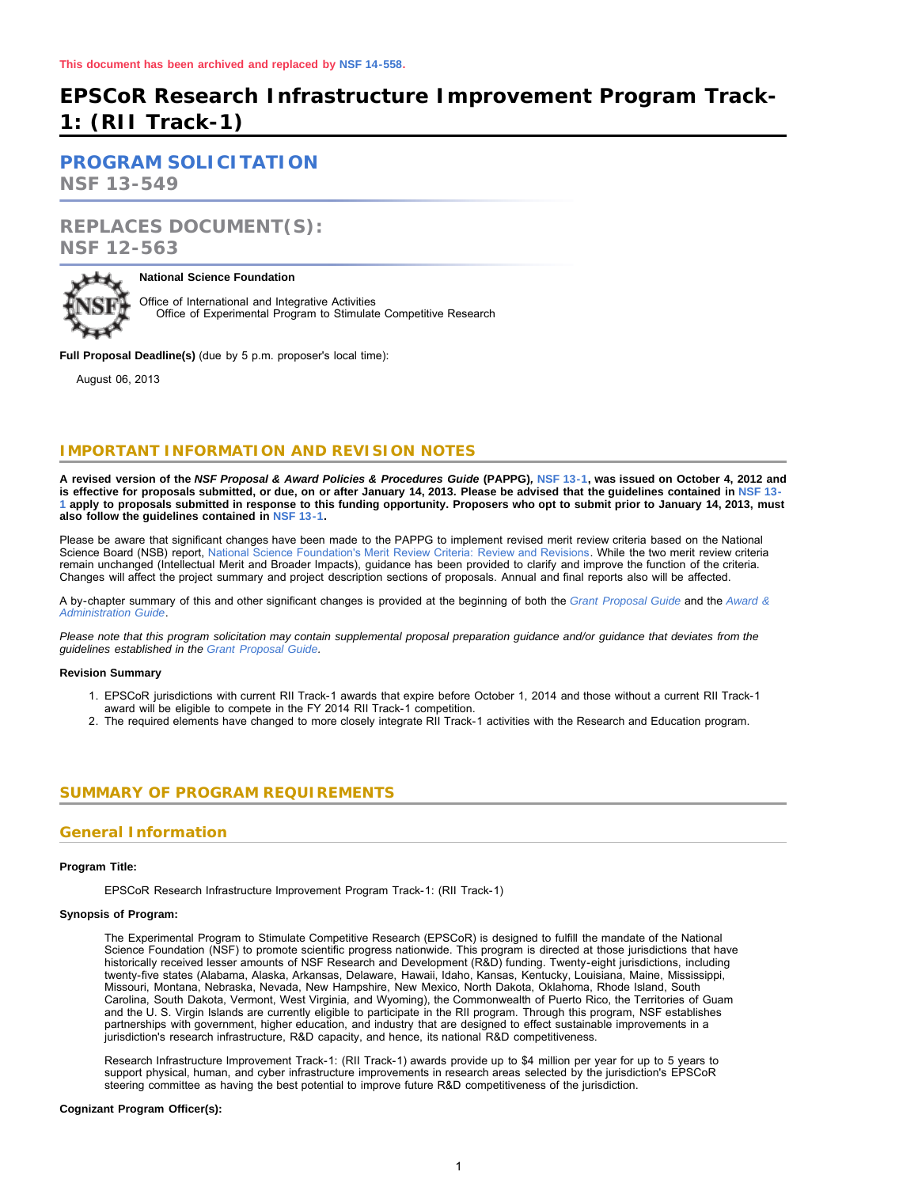**This document has been archived and replaced by NSF 14-558.**

# EPSCoR Research Infrastructure Improvement Program Track-1: (RII Track-1)

## PROGRAM SOLICITATION
## NSF 13-549

## REPLACES DOCUMENT(S):
## NSF 12-563

**National Science Foundation**

Office of International and Integrative Activities
Office of Experimental Program to Stimulate Competitive Research

**Full Proposal Deadline(s)** (due by 5 p.m. proposer's local time):

August 06, 2013

## IMPORTANT INFORMATION AND REVISION NOTES

**A revised version of the *NSF Proposal & Award Policies & Procedures Guide* (PAPPG), NSF 13-1, was issued on October 4, 2012 and is effective for proposals submitted, or due, on or after January 14, 2013. Please be advised that the guidelines contained in NSF 13-1 apply to proposals submitted in response to this funding opportunity. Proposers who opt to submit prior to January 14, 2013, must also follow the guidelines contained in NSF 13-1.**

Please be aware that significant changes have been made to the PAPPG to implement revised merit review criteria based on the National Science Board (NSB) report, National Science Foundation's Merit Review Criteria: Review and Revisions. While the two merit review criteria remain unchanged (Intellectual Merit and Broader Impacts), guidance has been provided to clarify and improve the function of the criteria. Changes will affect the project summary and project description sections of proposals. Annual and final reports also will be affected.

A by-chapter summary of this and other significant changes is provided at the beginning of both the *Grant Proposal Guide* and the *Award & Administration Guide*.

*Please note that this program solicitation may contain supplemental proposal preparation guidance and/or guidance that deviates from the guidelines established in the Grant Proposal Guide.*

**Revision Summary**

1. EPSCoR jurisdictions with current RII Track-1 awards that expire before October 1, 2014 and those without a current RII Track-1 award will be eligible to compete in the FY 2014 RII Track-1 competition.
2. The required elements have changed to more closely integrate RII Track-1 activities with the Research and Education program.

## SUMMARY OF PROGRAM REQUIREMENTS

### General Information

**Program Title:**

EPSCoR Research Infrastructure Improvement Program Track-1: (RII Track-1)

**Synopsis of Program:**

The Experimental Program to Stimulate Competitive Research (EPSCoR) is designed to fulfill the mandate of the National Science Foundation (NSF) to promote scientific progress nationwide. This program is directed at those jurisdictions that have historically received lesser amounts of NSF Research and Development (R&D) funding. Twenty-eight jurisdictions, including twenty-five states (Alabama, Alaska, Arkansas, Delaware, Hawaii, Idaho, Kansas, Kentucky, Louisiana, Maine, Mississippi, Missouri, Montana, Nebraska, Nevada, New Hampshire, New Mexico, North Dakota, Oklahoma, Rhode Island, South Carolina, South Dakota, Vermont, West Virginia, and Wyoming), the Commonwealth of Puerto Rico, the Territories of Guam and the U. S. Virgin Islands are currently eligible to participate in the RII program. Through this program, NSF establishes partnerships with government, higher education, and industry that are designed to effect sustainable improvements in a jurisdiction's research infrastructure, R&D capacity, and hence, its national R&D competitiveness.

Research Infrastructure Improvement Track-1: (RII Track-1) awards provide up to $4 million per year for up to 5 years to support physical, human, and cyber infrastructure improvements in research areas selected by the jurisdiction's EPSCoR steering committee as having the best potential to improve future R&D competitiveness of the jurisdiction.

**Cognizant Program Officer(s):**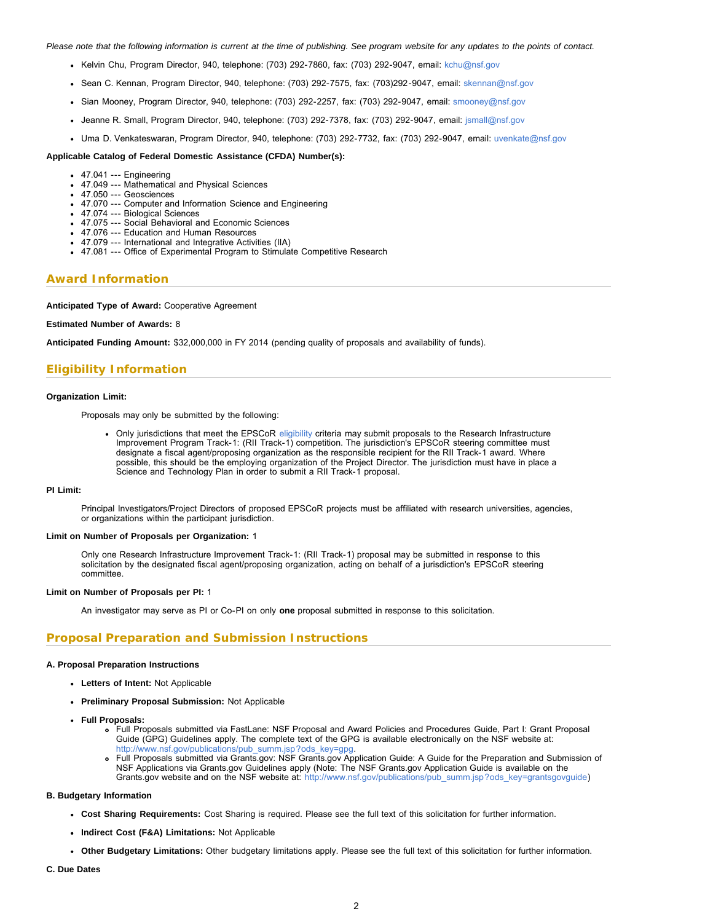*Please note that the following information is current at the time of publishing. See program website for any updates to the points of contact.*

- Kelvin Chu, Program Director, 940, telephone: (703) 292-7860, fax: (703) 292-9047, email: kchu@nsf.gov
- Sean C. Kennan, Program Director, 940, telephone: (703) 292-7575, fax: (703)292-9047, email: skennan@nsf.gov
- Sian Mooney, Program Director, 940, telephone: (703) 292-2257, fax: (703) 292-9047, email: smooney@nsf.gov
- Jeanne R. Small, Program Director, 940, telephone: (703) 292-7378, fax: (703) 292-9047, email: jsmall@nsf.gov
- Uma D. Venkateswaran, Program Director, 940, telephone: (703) 292-7732, fax: (703) 292-9047, email: uvenkate@nsf.gov

**Applicable Catalog of Federal Domestic Assistance (CFDA) Number(s):**

- 47.041 --- Engineering
- 47.049 --- Mathematical and Physical Sciences
- 47.050 --- Geosciences
- 47.070 --- Computer and Information Science and Engineering
- 47.074 --- Biological Sciences
- 47.075 --- Social Behavioral and Economic Sciences
- 47.076 --- Education and Human Resources
- 47.079 --- International and Integrative Activities (IIA)
- 47.081 --- Office of Experimental Program to Stimulate Competitive Research

## Award Information

**Anticipated Type of Award:** Cooperative Agreement

**Estimated Number of Awards:** 8

**Anticipated Funding Amount:** $32,000,000 in FY 2014 (pending quality of proposals and availability of funds).

## Eligibility Information

**Organization Limit:**

Proposals may only be submitted by the following:

- Only jurisdictions that meet the EPSCoR eligibility criteria may submit proposals to the Research Infrastructure Improvement Program Track-1: (RII Track-1) competition. The jurisdiction's EPSCoR steering committee must designate a fiscal agent/proposing organization as the responsible recipient for the RII Track-1 award. Where possible, this should be the employing organization of the Project Director. The jurisdiction must have in place a Science and Technology Plan in order to submit a RII Track-1 proposal.

**PI Limit:**

Principal Investigators/Project Directors of proposed EPSCoR projects must be affiliated with research universities, agencies, or organizations within the participant jurisdiction.

**Limit on Number of Proposals per Organization:** 1

Only one Research Infrastructure Improvement Track-1: (RII Track-1) proposal may be submitted in response to this solicitation by the designated fiscal agent/proposing organization, acting on behalf of a jurisdiction's EPSCoR steering committee.

**Limit on Number of Proposals per PI:** 1

An investigator may serve as PI or Co-PI on only **one** proposal submitted in response to this solicitation.

## Proposal Preparation and Submission Instructions

**A. Proposal Preparation Instructions**

- **Letters of Intent:** Not Applicable
- **Preliminary Proposal Submission:** Not Applicable
- **Full Proposals:**
  - Full Proposals submitted via FastLane: NSF Proposal and Award Policies and Procedures Guide, Part I: Grant Proposal Guide (GPG) Guidelines apply. The complete text of the GPG is available electronically on the NSF website at: http://www.nsf.gov/publications/pub_summ.jsp?ods_key=gpg.
  - Full Proposals submitted via Grants.gov: NSF Grants.gov Application Guide: A Guide for the Preparation and Submission of NSF Applications via Grants.gov Guidelines apply (Note: The NSF Grants.gov Application Guide is available on the Grants.gov website and on the NSF website at: http://www.nsf.gov/publications/pub_summ.jsp?ods_key=grantsgovguide)

**B. Budgetary Information**

- **Cost Sharing Requirements:** Cost Sharing is required. Please see the full text of this solicitation for further information.
- **Indirect Cost (F&A) Limitations:** Not Applicable
- **Other Budgetary Limitations:** Other budgetary limitations apply. Please see the full text of this solicitation for further information.

**C. Due Dates**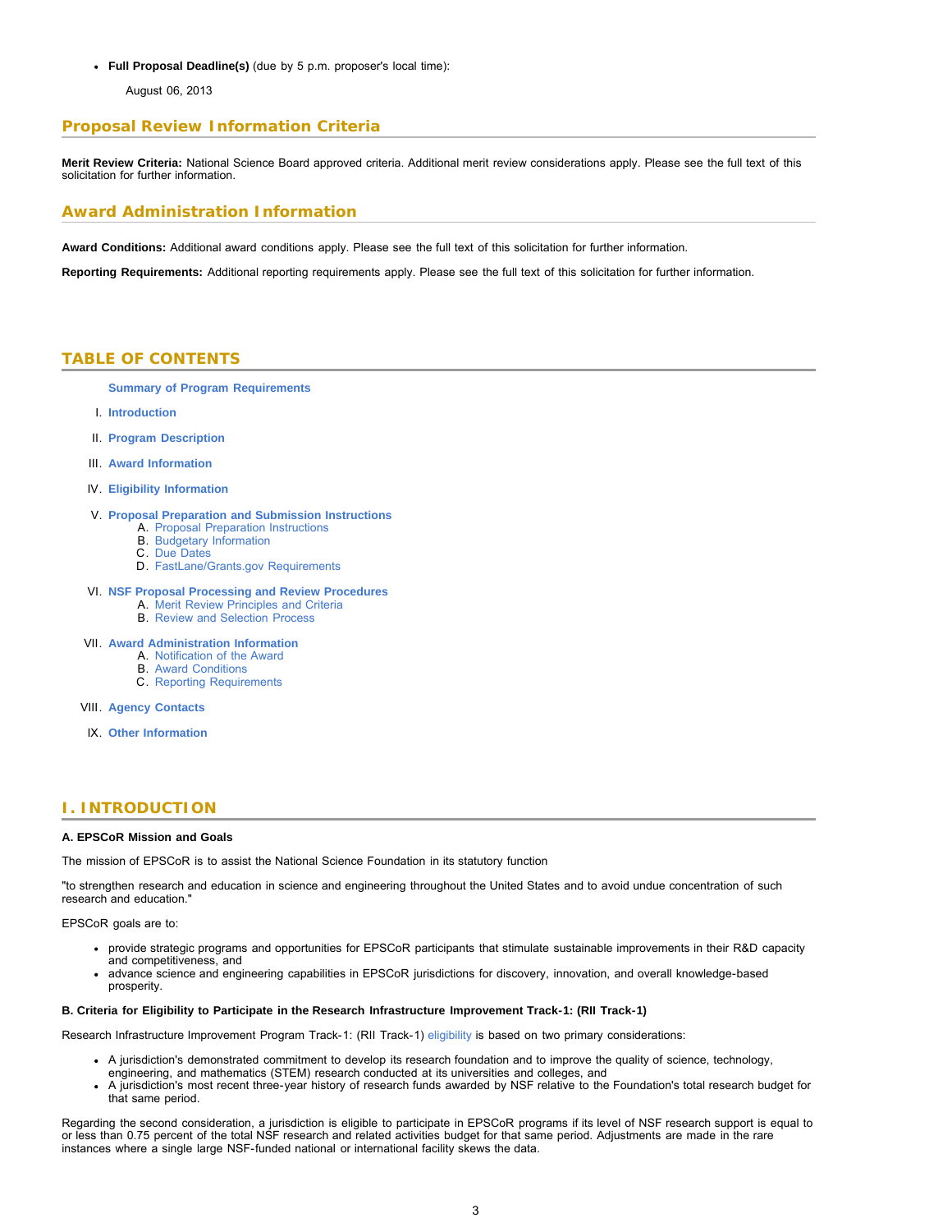- **Full Proposal Deadline(s)** (due by 5 p.m. proposer's local time):

  August 06, 2013

## Proposal Review Information Criteria

**Merit Review Criteria:** National Science Board approved criteria. Additional merit review considerations apply. Please see the full text of this solicitation for further information.

## Award Administration Information

**Award Conditions:** Additional award conditions apply. Please see the full text of this solicitation for further information.

**Reporting Requirements:** Additional reporting requirements apply. Please see the full text of this solicitation for further information.

## TABLE OF CONTENTS

**Summary of Program Requirements**

I. **Introduction**

II. **Program Description**

III. **Award Information**

IV. **Eligibility Information**

V. **Proposal Preparation and Submission Instructions**
   - A. Proposal Preparation Instructions
   - B. Budgetary Information
   - C. Due Dates
   - D. FastLane/Grants.gov Requirements

VI. **NSF Proposal Processing and Review Procedures**
   - A. Merit Review Principles and Criteria
   - B. Review and Selection Process

VII. **Award Administration Information**
   - A. Notification of the Award
   - B. Award Conditions
   - C. Reporting Requirements

VIII. **Agency Contacts**

IX. **Other Information**

## I. INTRODUCTION

**A. EPSCoR Mission and Goals**

The mission of EPSCoR is to assist the National Science Foundation in its statutory function

"to strengthen research and education in science and engineering throughout the United States and to avoid undue concentration of such research and education."

EPSCoR goals are to:

- provide strategic programs and opportunities for EPSCoR participants that stimulate sustainable improvements in their R&D capacity and competitiveness, and
- advance science and engineering capabilities in EPSCoR jurisdictions for discovery, innovation, and overall knowledge-based prosperity.

**B. Criteria for Eligibility to Participate in the Research Infrastructure Improvement Track-1: (RII Track-1)**

Research Infrastructure Improvement Program Track-1: (RII Track-1) eligibility is based on two primary considerations:

- A jurisdiction's demonstrated commitment to develop its research foundation and to improve the quality of science, technology, engineering, and mathematics (STEM) research conducted at its universities and colleges, and
- A jurisdiction's most recent three-year history of research funds awarded by NSF relative to the Foundation's total research budget for that same period.

Regarding the second consideration, a jurisdiction is eligible to participate in EPSCoR programs if its level of NSF research support is equal to or less than 0.75 percent of the total NSF research and related activities budget for that same period. Adjustments are made in the rare instances where a single large NSF-funded national or international facility skews the data.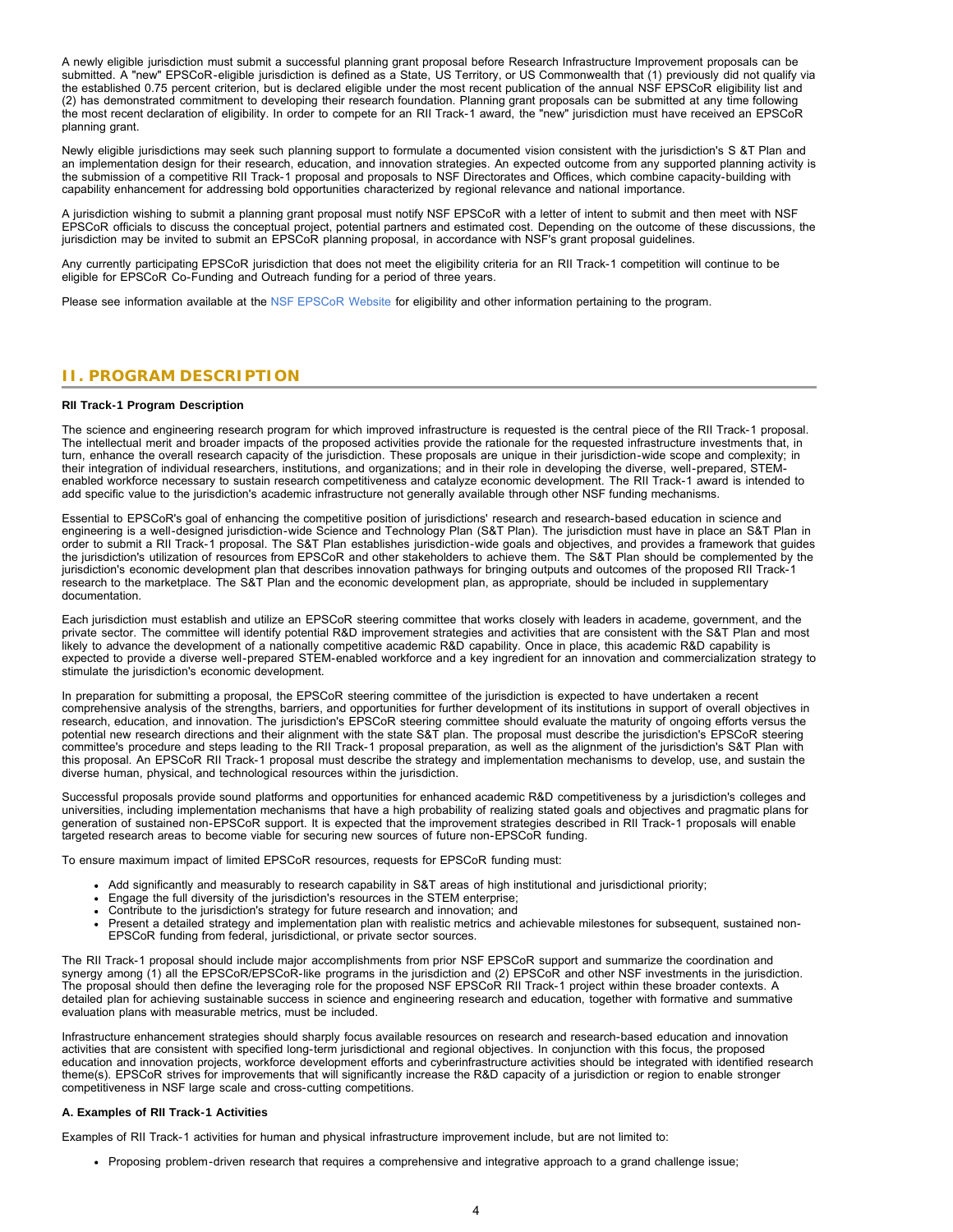A newly eligible jurisdiction must submit a successful planning grant proposal before Research Infrastructure Improvement proposals can be submitted. A "new" EPSCoR-eligible jurisdiction is defined as a State, US Territory, or US Commonwealth that (1) previously did not qualify via the established 0.75 percent criterion, but is declared eligible under the most recent publication of the annual NSF EPSCoR eligibility list and (2) has demonstrated commitment to developing their research foundation. Planning grant proposals can be submitted at any time following the most recent declaration of eligibility. In order to compete for an RII Track-1 award, the "new" jurisdiction must have received an EPSCoR planning grant.

Newly eligible jurisdictions may seek such planning support to formulate a documented vision consistent with the jurisdiction's S &T Plan and an implementation design for their research, education, and innovation strategies. An expected outcome from any supported planning activity is the submission of a competitive RII Track-1 proposal and proposals to NSF Directorates and Offices, which combine capacity-building with capability enhancement for addressing bold opportunities characterized by regional relevance and national importance.

A jurisdiction wishing to submit a planning grant proposal must notify NSF EPSCoR with a letter of intent to submit and then meet with NSF EPSCoR officials to discuss the conceptual project, potential partners and estimated cost. Depending on the outcome of these discussions, the jurisdiction may be invited to submit an EPSCoR planning proposal, in accordance with NSF's grant proposal guidelines.

Any currently participating EPSCoR jurisdiction that does not meet the eligibility criteria for an RII Track-1 competition will continue to be eligible for EPSCoR Co-Funding and Outreach funding for a period of three years.

Please see information available at the NSF EPSCoR Website for eligibility and other information pertaining to the program.

## II. PROGRAM DESCRIPTION

**RII Track-1 Program Description**

The science and engineering research program for which improved infrastructure is requested is the central piece of the RII Track-1 proposal. The intellectual merit and broader impacts of the proposed activities provide the rationale for the requested infrastructure investments that, in turn, enhance the overall research capacity of the jurisdiction. These proposals are unique in their jurisdiction-wide scope and complexity; in their integration of individual researchers, institutions, and organizations; and in their role in developing the diverse, well-prepared, STEM-enabled workforce necessary to sustain research competitiveness and catalyze economic development. The RII Track-1 award is intended to add specific value to the jurisdiction's academic infrastructure not generally available through other NSF funding mechanisms.

Essential to EPSCoR's goal of enhancing the competitive position of jurisdictions' research and research-based education in science and engineering is a well-designed jurisdiction-wide Science and Technology Plan (S&T Plan). The jurisdiction must have in place an S&T Plan in order to submit a RII Track-1 proposal. The S&T Plan establishes jurisdiction-wide goals and objectives, and provides a framework that guides the jurisdiction's utilization of resources from EPSCoR and other stakeholders to achieve them. The S&T Plan should be complemented by the jurisdiction's economic development plan that describes innovation pathways for bringing outputs and outcomes of the proposed RII Track-1 research to the marketplace. The S&T Plan and the economic development plan, as appropriate, should be included in supplementary documentation.

Each jurisdiction must establish and utilize an EPSCoR steering committee that works closely with leaders in academe, government, and the private sector. The committee will identify potential R&D improvement strategies and activities that are consistent with the S&T Plan and most likely to advance the development of a nationally competitive academic R&D capability. Once in place, this academic R&D capability is expected to provide a diverse well-prepared STEM-enabled workforce and a key ingredient for an innovation and commercialization strategy to stimulate the jurisdiction's economic development.

In preparation for submitting a proposal, the EPSCoR steering committee of the jurisdiction is expected to have undertaken a recent comprehensive analysis of the strengths, barriers, and opportunities for further development of its institutions in support of overall objectives in research, education, and innovation. The jurisdiction's EPSCoR steering committee should evaluate the maturity of ongoing efforts versus the potential new research directions and their alignment with the state S&T plan. The proposal must describe the jurisdiction's EPSCoR steering committee's procedure and steps leading to the RII Track-1 proposal preparation, as well as the alignment of the jurisdiction's S&T Plan with this proposal. An EPSCoR RII Track-1 proposal must describe the strategy and implementation mechanisms to develop, use, and sustain the diverse human, physical, and technological resources within the jurisdiction.

Successful proposals provide sound platforms and opportunities for enhanced academic R&D competitiveness by a jurisdiction's colleges and universities, including implementation mechanisms that have a high probability of realizing stated goals and objectives and pragmatic plans for generation of sustained non-EPSCoR support. It is expected that the improvement strategies described in RII Track-1 proposals will enable targeted research areas to become viable for securing new sources of future non-EPSCoR funding.

To ensure maximum impact of limited EPSCoR resources, requests for EPSCoR funding must:

- Add significantly and measurably to research capability in S&T areas of high institutional and jurisdictional priority;
- Engage the full diversity of the jurisdiction's resources in the STEM enterprise;
- Contribute to the jurisdiction's strategy for future research and innovation; and
- Present a detailed strategy and implementation plan with realistic metrics and achievable milestones for subsequent, sustained non-EPSCoR funding from federal, jurisdictional, or private sector sources.

The RII Track-1 proposal should include major accomplishments from prior NSF EPSCoR support and summarize the coordination and synergy among (1) all the EPSCoR/EPSCoR-like programs in the jurisdiction and (2) EPSCoR and other NSF investments in the jurisdiction. The proposal should then define the leveraging role for the proposed NSF EPSCoR RII Track-1 project within these broader contexts. A detailed plan for achieving sustainable success in science and engineering research and education, together with formative and summative evaluation plans with measurable metrics, must be included.

Infrastructure enhancement strategies should sharply focus available resources on research and research-based education and innovation activities that are consistent with specified long-term jurisdictional and regional objectives. In conjunction with this focus, the proposed education and innovation projects, workforce development efforts and cyberinfrastructure activities should be integrated with identified research theme(s). EPSCoR strives for improvements that will significantly increase the R&D capacity of a jurisdiction or region to enable stronger competitiveness in NSF large scale and cross-cutting competitions.

**A. Examples of RII Track-1 Activities**

Examples of RII Track-1 activities for human and physical infrastructure improvement include, but are not limited to:

- Proposing problem-driven research that requires a comprehensive and integrative approach to a grand challenge issue;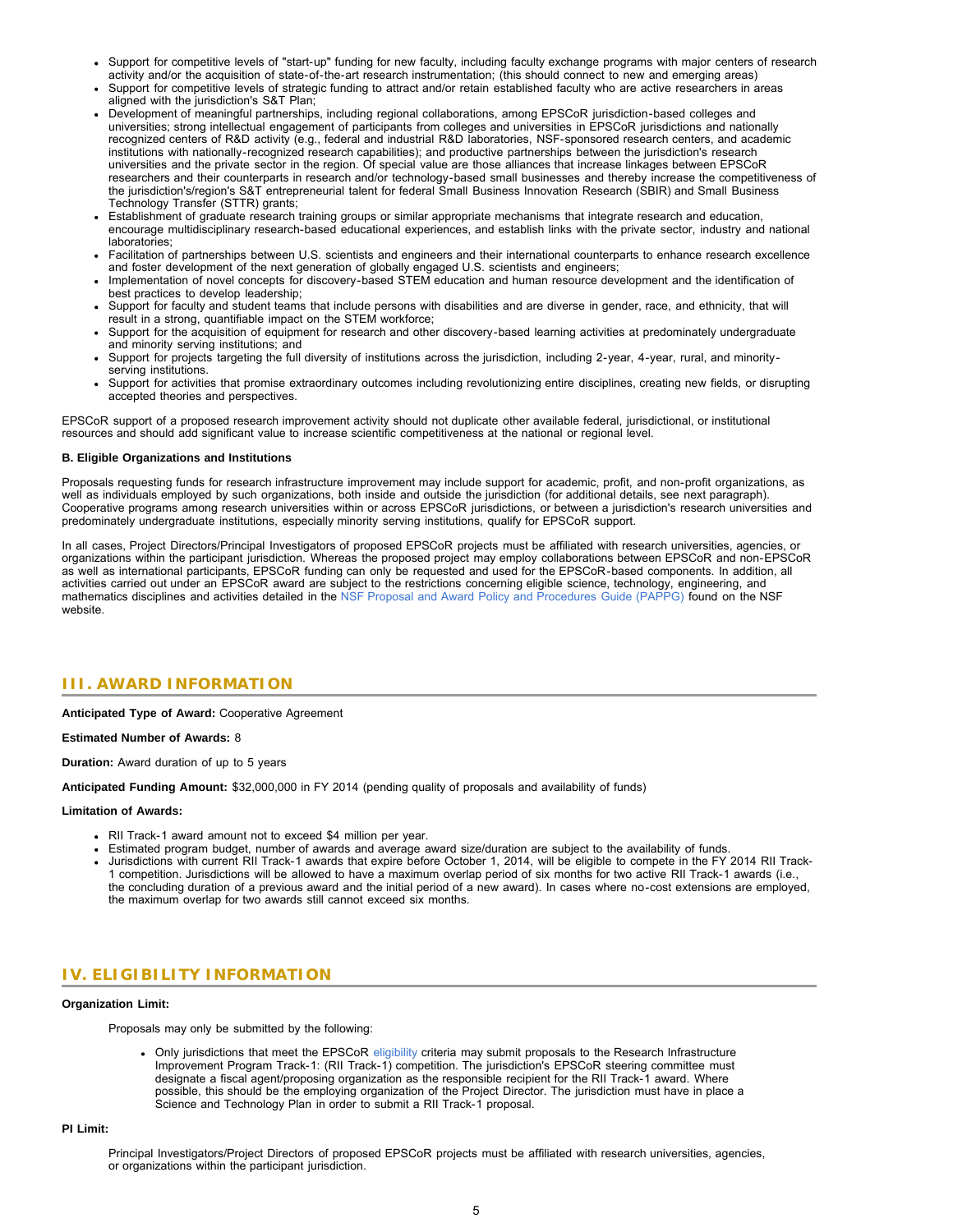- Support for competitive levels of "start-up" funding for new faculty, including faculty exchange programs with major centers of research activity and/or the acquisition of state-of-the-art research instrumentation; (this should connect to new and emerging areas)
- Support for competitive levels of strategic funding to attract and/or retain established faculty who are active researchers in areas aligned with the jurisdiction's S&T Plan;
- Development of meaningful partnerships, including regional collaborations, among EPSCoR jurisdiction-based colleges and universities; strong intellectual engagement of participants from colleges and universities in EPSCoR jurisdictions and nationally recognized centers of R&D activity (e.g., federal and industrial R&D laboratories, NSF-sponsored research centers, and academic institutions with nationally-recognized research capabilities); and productive partnerships between the jurisdiction's research universities and the private sector in the region. Of special value are those alliances that increase linkages between EPSCoR researchers and their counterparts in research and/or technology-based small businesses and thereby increase the competitiveness of the jurisdiction's/region's S&T entrepreneurial talent for federal Small Business Innovation Research (SBIR) and Small Business Technology Transfer (STTR) grants;
- Establishment of graduate research training groups or similar appropriate mechanisms that integrate research and education, encourage multidisciplinary research-based educational experiences, and establish links with the private sector, industry and national laboratories;
- Facilitation of partnerships between U.S. scientists and engineers and their international counterparts to enhance research excellence and foster development of the next generation of globally engaged U.S. scientists and engineers;
- Implementation of novel concepts for discovery-based STEM education and human resource development and the identification of best practices to develop leadership;
- Support for faculty and student teams that include persons with disabilities and are diverse in gender, race, and ethnicity, that will result in a strong, quantifiable impact on the STEM workforce;
- Support for the acquisition of equipment for research and other discovery-based learning activities at predominately undergraduate and minority serving institutions; and
- Support for projects targeting the full diversity of institutions across the jurisdiction, including 2-year, 4-year, rural, and minority-serving institutions.
- Support for activities that promise extraordinary outcomes including revolutionizing entire disciplines, creating new fields, or disrupting accepted theories and perspectives.

EPSCoR support of a proposed research improvement activity should not duplicate other available federal, jurisdictional, or institutional resources and should add significant value to increase scientific competitiveness at the national or regional level.

**B. Eligible Organizations and Institutions**

Proposals requesting funds for research infrastructure improvement may include support for academic, profit, and non-profit organizations, as well as individuals employed by such organizations, both inside and outside the jurisdiction (for additional details, see next paragraph). Cooperative programs among research universities within or across EPSCoR jurisdictions, or between a jurisdiction's research universities and predominately undergraduate institutions, especially minority serving institutions, qualify for EPSCoR support.

In all cases, Project Directors/Principal Investigators of proposed EPSCoR projects must be affiliated with research universities, agencies, or organizations within the participant jurisdiction. Whereas the proposed project may employ collaborations between EPSCoR and non-EPSCoR as well as international participants, EPSCoR funding can only be requested and used for the EPSCoR-based components. In addition, all activities carried out under an EPSCoR award are subject to the restrictions concerning eligible science, technology, engineering, and mathematics disciplines and activities detailed in the NSF Proposal and Award Policy and Procedures Guide (PAPPG) found on the NSF website.

## III. AWARD INFORMATION

**Anticipated Type of Award:** Cooperative Agreement

**Estimated Number of Awards:** 8

**Duration:** Award duration of up to 5 years

**Anticipated Funding Amount:** $32,000,000 in FY 2014 (pending quality of proposals and availability of funds)

**Limitation of Awards:**

- RII Track-1 award amount not to exceed $4 million per year.
- Estimated program budget, number of awards and average award size/duration are subject to the availability of funds.
- Jurisdictions with current RII Track-1 awards that expire before October 1, 2014, will be eligible to compete in the FY 2014 RII Track-1 competition. Jurisdictions will be allowed to have a maximum overlap period of six months for two active RII Track-1 awards (i.e., the concluding duration of a previous award and the initial period of a new award). In cases where no-cost extensions are employed, the maximum overlap for two awards still cannot exceed six months.

## IV. ELIGIBILITY INFORMATION

**Organization Limit:**

Proposals may only be submitted by the following:

- Only jurisdictions that meet the EPSCoR eligibility criteria may submit proposals to the Research Infrastructure Improvement Program Track-1: (RII Track-1) competition. The jurisdiction's EPSCoR steering committee must designate a fiscal agent/proposing organization as the responsible recipient for the RII Track-1 award. Where possible, this should be the employing organization of the Project Director. The jurisdiction must have in place a Science and Technology Plan in order to submit a RII Track-1 proposal.

**PI Limit:**

Principal Investigators/Project Directors of proposed EPSCoR projects must be affiliated with research universities, agencies, or organizations within the participant jurisdiction.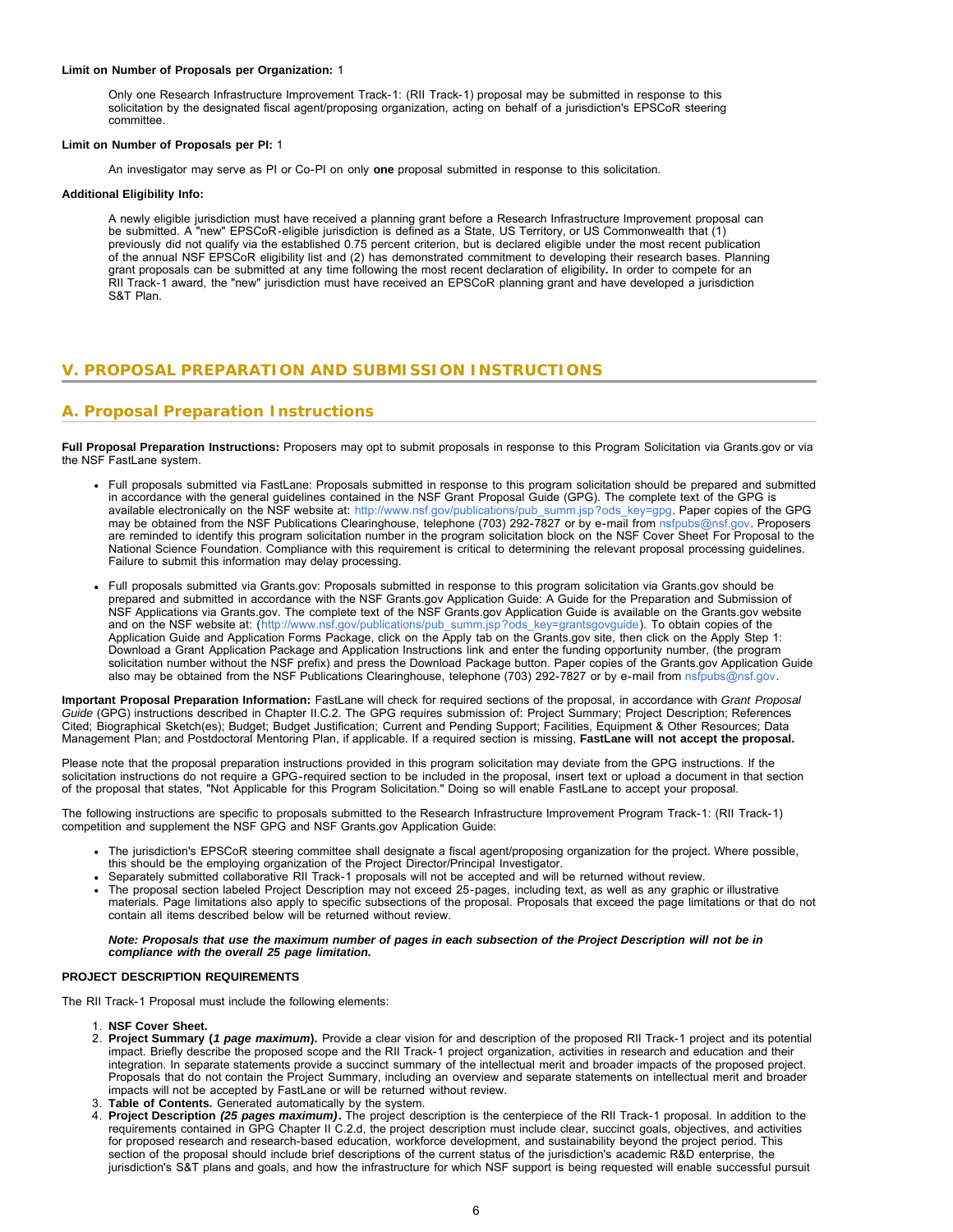**Limit on Number of Proposals per Organization:** 1

Only one Research Infrastructure Improvement Track-1: (RII Track-1) proposal may be submitted in response to this solicitation by the designated fiscal agent/proposing organization, acting on behalf of a jurisdiction's EPSCoR steering committee.

**Limit on Number of Proposals per PI:** 1

An investigator may serve as PI or Co-PI on only **one** proposal submitted in response to this solicitation.

**Additional Eligibility Info:**

A newly eligible jurisdiction must have received a planning grant before a Research Infrastructure Improvement proposal can be submitted. A "new" EPSCoR-eligible jurisdiction is defined as a State, US Territory, or US Commonwealth that (1) previously did not qualify via the established 0.75 percent criterion, but is declared eligible under the most recent publication of the annual NSF EPSCoR eligibility list and (2) has demonstrated commitment to developing their research bases. Planning grant proposals can be submitted at any time following the most recent declaration of eligibility**.** In order to compete for an RII Track-1 award, the "new" jurisdiction must have received an EPSCoR planning grant and have developed a jurisdiction S&T Plan.

## V. PROPOSAL PREPARATION AND SUBMISSION INSTRUCTIONS

### A. Proposal Preparation Instructions

**Full Proposal Preparation Instructions:** Proposers may opt to submit proposals in response to this Program Solicitation via Grants.gov or via the NSF FastLane system.

- Full proposals submitted via FastLane: Proposals submitted in response to this program solicitation should be prepared and submitted in accordance with the general guidelines contained in the NSF Grant Proposal Guide (GPG). The complete text of the GPG is available electronically on the NSF website at: http://www.nsf.gov/publications/pub_summ.jsp?ods_key=gpg. Paper copies of the GPG may be obtained from the NSF Publications Clearinghouse, telephone (703) 292-7827 or by e-mail from nsfpubs@nsf.gov. Proposers are reminded to identify this program solicitation number in the program solicitation block on the NSF Cover Sheet For Proposal to the National Science Foundation. Compliance with this requirement is critical to determining the relevant proposal processing guidelines. Failure to submit this information may delay processing.
- Full proposals submitted via Grants.gov: Proposals submitted in response to this program solicitation via Grants.gov should be prepared and submitted in accordance with the NSF Grants.gov Application Guide: A Guide for the Preparation and Submission of NSF Applications via Grants.gov. The complete text of the NSF Grants.gov Application Guide is available on the Grants.gov website and on the NSF website at: (http://www.nsf.gov/publications/pub_summ.jsp?ods_key=grantsgovguide). To obtain copies of the Application Guide and Application Forms Package, click on the Apply tab on the Grants.gov site, then click on the Apply Step 1: Download a Grant Application Package and Application Instructions link and enter the funding opportunity number, (the program solicitation number without the NSF prefix) and press the Download Package button. Paper copies of the Grants.gov Application Guide also may be obtained from the NSF Publications Clearinghouse, telephone (703) 292-7827 or by e-mail from nsfpubs@nsf.gov.

**Important Proposal Preparation Information:** FastLane will check for required sections of the proposal, in accordance with *Grant Proposal Guide* (GPG) instructions described in Chapter II.C.2. The GPG requires submission of: Project Summary; Project Description; References Cited; Biographical Sketch(es); Budget; Budget Justification; Current and Pending Support; Facilities, Equipment & Other Resources; Data Management Plan; and Postdoctoral Mentoring Plan, if applicable. If a required section is missing, **FastLane will not accept the proposal.**

Please note that the proposal preparation instructions provided in this program solicitation may deviate from the GPG instructions. If the solicitation instructions do not require a GPG-required section to be included in the proposal, insert text or upload a document in that section of the proposal that states, "Not Applicable for this Program Solicitation." Doing so will enable FastLane to accept your proposal.

The following instructions are specific to proposals submitted to the Research Infrastructure Improvement Program Track-1: (RII Track-1) competition and supplement the NSF GPG and NSF Grants.gov Application Guide:

- The jurisdiction's EPSCoR steering committee shall designate a fiscal agent/proposing organization for the project. Where possible, this should be the employing organization of the Project Director/Principal Investigator.
- Separately submitted collaborative RII Track-1 proposals will not be accepted and will be returned without review.
- The proposal section labeled Project Description may not exceed 25-pages, including text, as well as any graphic or illustrative materials. Page limitations also apply to specific subsections of the proposal. Proposals that exceed the page limitations or that do not contain all items described below will be returned without review.

***Note: Proposals that use the maximum number of pages in each subsection of the Project Description will not be in compliance with the overall 25 page limitation.***

**PROJECT DESCRIPTION REQUIREMENTS**

The RII Track-1 Proposal must include the following elements:

1. **NSF Cover Sheet.**
2. **Project Summary (*1 page maximum*).** Provide a clear vision for and description of the proposed RII Track-1 project and its potential impact. Briefly describe the proposed scope and the RII Track-1 project organization, activities in research and education and their integration. In separate statements provide a succinct summary of the intellectual merit and broader impacts of the proposed project. Proposals that do not contain the Project Summary, including an overview and separate statements on intellectual merit and broader impacts will not be accepted by FastLane or will be returned without review.
3. **Table of Contents.** Generated automatically by the system.
4. **Project Description *(25 pages maximum)*.** The project description is the centerpiece of the RII Track-1 proposal. In addition to the requirements contained in GPG Chapter II C.2.d, the project description must include clear, succinct goals, objectives, and activities for proposed research and research-based education, workforce development, and sustainability beyond the project period. This section of the proposal should include brief descriptions of the current status of the jurisdiction's academic R&D enterprise, the jurisdiction's S&T plans and goals, and how the infrastructure for which NSF support is being requested will enable successful pursuit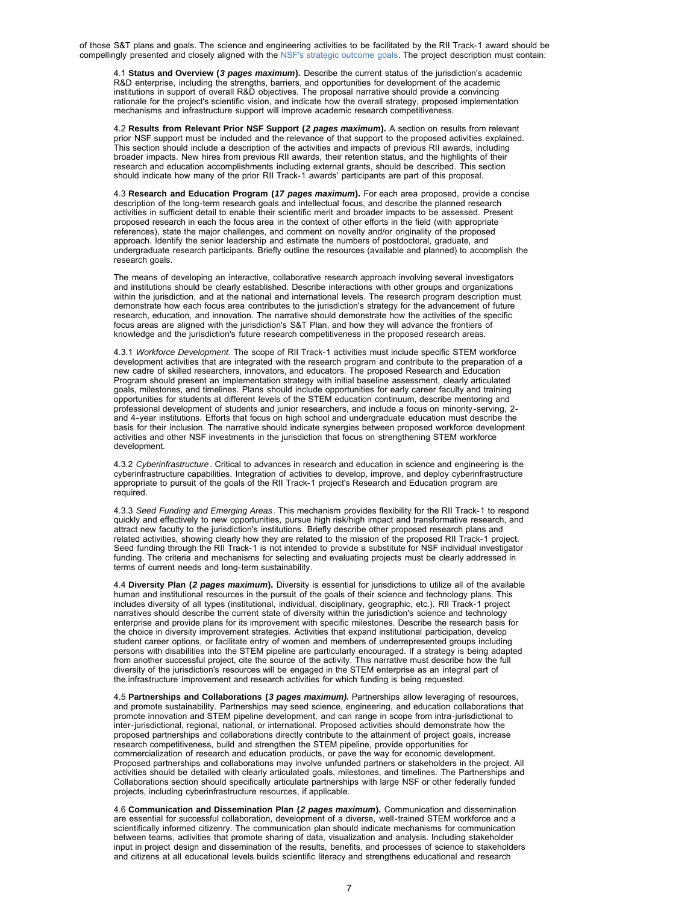of those S&T plans and goals. The science and engineering activities to be facilitated by the RII Track-1 award should be compellingly presented and closely aligned with the NSF's strategic outcome goals. The project description must contain:

4.1 **Status and Overview (*3 pages maximum*).** Describe the current status of the jurisdiction's academic R&D enterprise, including the strengths, barriers, and opportunities for development of the academic institutions in support of overall R&D objectives. The proposal narrative should provide a convincing rationale for the project's scientific vision, and indicate how the overall strategy, proposed implementation mechanisms and infrastructure support will improve academic research competitiveness.

4.2 **Results from Relevant Prior NSF Support (*2 pages maximum*).** A section on results from relevant prior NSF support must be included and the relevance of that support to the proposed activities explained. This section should include a description of the activities and impacts of previous RII awards, including broader impacts. New hires from previous RII awards, their retention status, and the highlights of their research and education accomplishments including external grants, should be described. This section should indicate how many of the prior RII Track-1 awards' participants are part of this proposal.

4.3 **Research and Education Program (*17 pages maximum*).** For each area proposed, provide a concise description of the long-term research goals and intellectual focus, and describe the planned research activities in sufficient detail to enable their scientific merit and broader impacts to be assessed. Present proposed research in each the focus area in the context of other efforts in the field (with appropriate references), state the major challenges, and comment on novelty and/or originality of the proposed approach. Identify the senior leadership and estimate the numbers of postdoctoral, graduate, and undergraduate research participants. Briefly outline the resources (available and planned) to accomplish the research goals.

The means of developing an interactive, collaborative research approach involving several investigators and institutions should be clearly established. Describe interactions with other groups and organizations within the jurisdiction, and at the national and international levels. The research program description must demonstrate how each focus area contributes to the jurisdiction's strategy for the advancement of future research, education, and innovation. The narrative should demonstrate how the activities of the specific focus areas are aligned with the jurisdiction's S&T Plan, and how they will advance the frontiers of knowledge and the jurisdiction's future research competitiveness in the proposed research areas.

4.3.1 *Workforce Development*. The scope of RII Track-1 activities must include specific STEM workforce development activities that are integrated with the research program and contribute to the preparation of a new cadre of skilled researchers, innovators, and educators. The proposed Research and Education Program should present an implementation strategy with initial baseline assessment, clearly articulated goals, milestones, and timelines. Plans should include opportunities for early career faculty and training opportunities for students at different levels of the STEM education continuum, describe mentoring and professional development of students and junior researchers, and include a focus on minority-serving, 2- and 4-year institutions. Efforts that focus on high school and undergraduate education must describe the basis for their inclusion. The narrative should indicate synergies between proposed workforce development activities and other NSF investments in the jurisdiction that focus on strengthening STEM workforce development.

4.3.2 *Cyberinfrastructure*. Critical to advances in research and education in science and engineering is the cyberinfrastructure capabilities. Integration of activities to develop, improve, and deploy cyberinfrastructure appropriate to pursuit of the goals of the RII Track-1 project's Research and Education program are required.

4.3.3 *Seed Funding and Emerging Areas*. This mechanism provides flexibility for the RII Track-1 to respond quickly and effectively to new opportunities, pursue high risk/high impact and transformative research, and attract new faculty to the jurisdiction's institutions. Briefly describe other proposed research plans and related activities, showing clearly how they are related to the mission of the proposed RII Track-1 project. Seed funding through the RII Track-1 is not intended to provide a substitute for NSF individual investigator funding. The criteria and mechanisms for selecting and evaluating projects must be clearly addressed in terms of current needs and long-term sustainability.

4.4 **Diversity Plan (*2 pages maximum*).** Diversity is essential for jurisdictions to utilize all of the available human and institutional resources in the pursuit of the goals of their science and technology plans. This includes diversity of all types (institutional, individual, disciplinary, geographic, etc.). RII Track-1 project narratives should describe the current state of diversity within the jurisdiction's science and technology enterprise and provide plans for its improvement with specific milestones. Describe the research basis for the choice in diversity improvement strategies. Activities that expand institutional participation, develop student career options, or facilitate entry of women and members of underrepresented groups including persons with disabilities into the STEM pipeline are particularly encouraged. If a strategy is being adapted from another successful project, cite the source of the activity. This narrative must describe how the full diversity of the jurisdiction's resources will be engaged in the STEM enterprise as an integral part of the.infrastructure improvement and research activities for which funding is being requested.

4.5 **Partnerships and Collaborations (*3 pages maximum).*** Partnerships allow leveraging of resources, and promote sustainability. Partnerships may seed science, engineering, and education collaborations that promote innovation and STEM pipeline development, and can range in scope from intra-jurisdictional to inter-jurisdictional, regional, national, or international. Proposed activities should demonstrate how the proposed partnerships and collaborations directly contribute to the attainment of project goals, increase research competitiveness, build and strengthen the STEM pipeline, provide opportunities for commercialization of research and education products, or pave the way for economic development. Proposed partnerships and collaborations may involve unfunded partners or stakeholders in the project. All activities should be detailed with clearly articulated goals, milestones, and timelines. The Partnerships and Collaborations section should specifically articulate partnerships with large NSF or other federally funded projects, including cyberinfrastructure resources, if applicable.

4.6 **Communication and Dissemination Plan (*2 pages maximum*).** Communication and dissemination are essential for successful collaboration, development of a diverse, well-trained STEM workforce and a scientifically informed citizenry. The communication plan should indicate mechanisms for communication between teams, activities that promote sharing of data, visualization and analysis. Including stakeholder input in project design and dissemination of the results, benefits, and processes of science to stakeholders and citizens at all educational levels builds scientific literacy and strengthens educational and research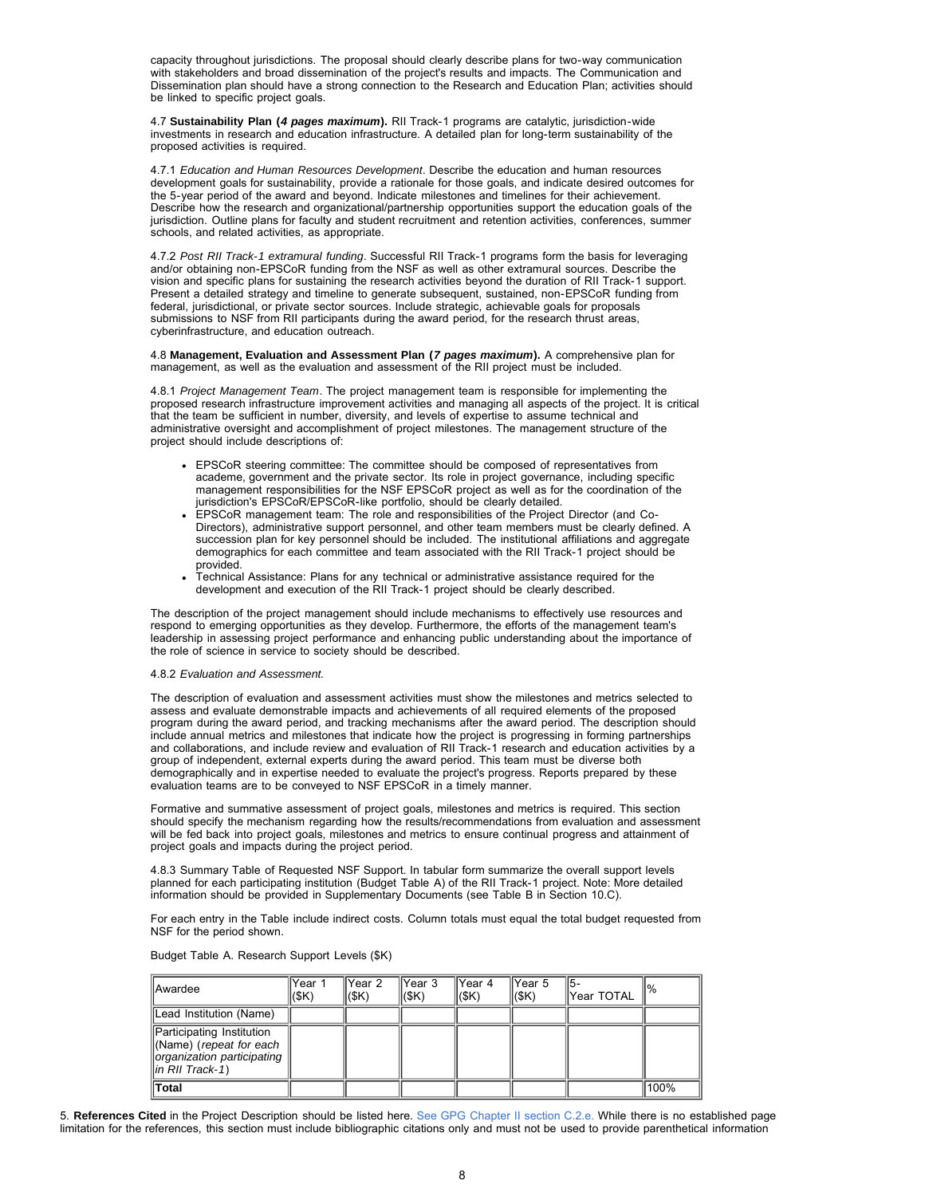capacity throughout jurisdictions. The proposal should clearly describe plans for two-way communication with stakeholders and broad dissemination of the project's results and impacts. The Communication and Dissemination plan should have a strong connection to the Research and Education Plan; activities should be linked to specific project goals.

4.7 **Sustainability Plan (*4 pages maximum*).** RII Track-1 programs are catalytic, jurisdiction-wide investments in research and education infrastructure. A detailed plan for long-term sustainability of the proposed activities is required.

4.7.1 *Education and Human Resources Development*. Describe the education and human resources development goals for sustainability, provide a rationale for those goals, and indicate desired outcomes for the 5-year period of the award and beyond. Indicate milestones and timelines for their achievement. Describe how the research and organizational/partnership opportunities support the education goals of the jurisdiction. Outline plans for faculty and student recruitment and retention activities, conferences, summer schools, and related activities, as appropriate.

4.7.2 *Post RII Track-1 extramural funding*. Successful RII Track-1 programs form the basis for leveraging and/or obtaining non-EPSCoR funding from the NSF as well as other extramural sources. Describe the vision and specific plans for sustaining the research activities beyond the duration of RII Track-1 support. Present a detailed strategy and timeline to generate subsequent, sustained, non-EPSCoR funding from federal, jurisdictional, or private sector sources. Include strategic, achievable goals for proposals submissions to NSF from RII participants during the award period, for the research thrust areas, cyberinfrastructure, and education outreach.

4.8 **Management, Evaluation and Assessment Plan (*7 pages maximum*).** A comprehensive plan for management, as well as the evaluation and assessment of the RII project must be included.

4.8.1 *Project Management Team*. The project management team is responsible for implementing the proposed research infrastructure improvement activities and managing all aspects of the project. It is critical that the team be sufficient in number, diversity, and levels of expertise to assume technical and administrative oversight and accomplishment of project milestones. The management structure of the project should include descriptions of:

- EPSCoR steering committee: The committee should be composed of representatives from academe, government and the private sector. Its role in project governance, including specific management responsibilities for the NSF EPSCoR project as well as for the coordination of the jurisdiction's EPSCoR/EPSCoR-like portfolio, should be clearly detailed.
- EPSCoR management team: The role and responsibilities of the Project Director (and Co-Directors), administrative support personnel, and other team members must be clearly defined. A succession plan for key personnel should be included. The institutional affiliations and aggregate demographics for each committee and team associated with the RII Track-1 project should be provided.
- Technical Assistance: Plans for any technical or administrative assistance required for the development and execution of the RII Track-1 project should be clearly described.

The description of the project management should include mechanisms to effectively use resources and respond to emerging opportunities as they develop. Furthermore, the efforts of the management team's leadership in assessing project performance and enhancing public understanding about the importance of the role of science in service to society should be described.

4.8.2 *Evaluation and Assessment.*

The description of evaluation and assessment activities must show the milestones and metrics selected to assess and evaluate demonstrable impacts and achievements of all required elements of the proposed program during the award period, and tracking mechanisms after the award period. The description should include annual metrics and milestones that indicate how the project is progressing in forming partnerships and collaborations, and include review and evaluation of RII Track-1 research and education activities by a group of independent, external experts during the award period. This team must be diverse both demographically and in expertise needed to evaluate the project's progress. Reports prepared by these evaluation teams are to be conveyed to NSF EPSCoR in a timely manner.

Formative and summative assessment of project goals, milestones and metrics is required. This section should specify the mechanism regarding how the results/recommendations from evaluation and assessment will be fed back into project goals, milestones and metrics to ensure continual progress and attainment of project goals and impacts during the project period.

4.8.3 Summary Table of Requested NSF Support. In tabular form summarize the overall support levels planned for each participating institution (Budget Table A) of the RII Track-1 project. Note: More detailed information should be provided in Supplementary Documents (see Table B in Section 10.C).

For each entry in the Table include indirect costs. Column totals must equal the total budget requested from NSF for the period shown.

Budget Table A. Research Support Levels ($K)

| Awardee | Year 1 ($K) | Year 2 ($K) | Year 3 ($K) | Year 4 ($K) | Year 5 ($K) | 5-Year TOTAL | % |
|---|---|---|---|---|---|---|---|
| Lead Institution (Name) | | | | | | | |
| Participating Institution (Name) (*repeat for each organization participating in RII Track-1*) | | | | | | | |
| **Total** | | | | | | | 100% |

5. **References Cited** in the Project Description should be listed here. See GPG Chapter II section C.2.e. While there is no established page limitation for the references, this section must include bibliographic citations only and must not be used to provide parenthetical information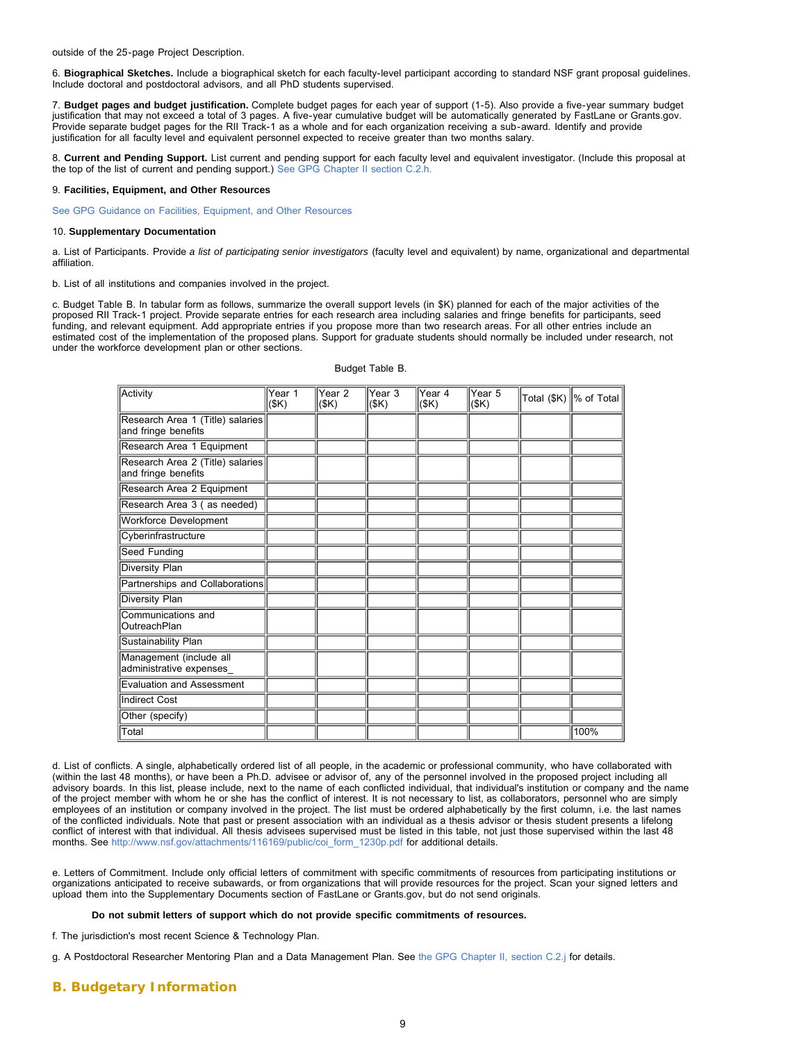outside of the 25-page Project Description.

6. **Biographical Sketches.** Include a biographical sketch for each faculty-level participant according to standard NSF grant proposal guidelines. Include doctoral and postdoctoral advisors, and all PhD students supervised.

7. **Budget pages and budget justification.** Complete budget pages for each year of support (1-5). Also provide a five-year summary budget justification that may not exceed a total of 3 pages. A five-year cumulative budget will be automatically generated by FastLane or Grants.gov. Provide separate budget pages for the RII Track-1 as a whole and for each organization receiving a sub-award. Identify and provide justification for all faculty level and equivalent personnel expected to receive greater than two months salary.

8. **Current and Pending Support.** List current and pending support for each faculty level and equivalent investigator. (Include this proposal at the top of the list of current and pending support.) See GPG Chapter II section C.2.h.

9. **Facilities, Equipment, and Other Resources**

See GPG Guidance on Facilities, Equipment, and Other Resources

10. **Supplementary Documentation**

a. List of Participants. Provide *a list of participating senior investigators* (faculty level and equivalent) by name, organizational and departmental affiliation.

b. List of all institutions and companies involved in the project.

c. Budget Table B. In tabular form as follows, summarize the overall support levels (in $K) planned for each of the major activities of the proposed RII Track-1 project. Provide separate entries for each research area including salaries and fringe benefits for participants, seed funding, and relevant equipment. Add appropriate entries if you propose more than two research areas. For all other entries include an estimated cost of the implementation of the proposed plans. Support for graduate students should normally be included under research, not under the workforce development plan or other sections.

Budget Table B.

| Activity | Year 1 ($K) | Year 2 ($K) | Year 3 ($K) | Year 4 ($K) | Year 5 ($K) | Total ($K) | % of Total |
|---|---|---|---|---|---|---|---|
| Research Area 1 (Title) salaries and fringe benefits | | | | | | | |
| Research Area 1 Equipment | | | | | | | |
| Research Area 2 (Title) salaries and fringe benefits | | | | | | | |
| Research Area 2 Equipment | | | | | | | |
| Research Area 3 ( as needed) | | | | | | | |
| Workforce Development | | | | | | | |
| Cyberinfrastructure | | | | | | | |
| Seed Funding | | | | | | | |
| Diversity Plan | | | | | | | |
| Partnerships and Collaborations | | | | | | | |
| Diversity Plan | | | | | | | |
| Communications and OutreachPlan | | | | | | | |
| Sustainability Plan | | | | | | | |
| Management (include all administrative expenses_ | | | | | | | |
| Evaluation and Assessment | | | | | | | |
| Indirect Cost | | | | | | | |
| Other (specify) | | | | | | | |
| Total | | | | | | | 100% |

d. List of conflicts. A single, alphabetically ordered list of all people, in the academic or professional community, who have collaborated with (within the last 48 months), or have been a Ph.D. advisee or advisor of, any of the personnel involved in the proposed project including all advisory boards. In this list, please include, next to the name of each conflicted individual, that individual's institution or company and the name of the project member with whom he or she has the conflict of interest. It is not necessary to list, as collaborators, personnel who are simply employees of an institution or company involved in the project. The list must be ordered alphabetically by the first column, i.e. the last names of the conflicted individuals. Note that past or present association with an individual as a thesis advisor or thesis student presents a lifelong conflict of interest with that individual. All thesis advisees supervised must be listed in this table, not just those supervised within the last 48 months. See http://www.nsf.gov/attachments/116169/public/coi_form_1230p.pdf for additional details.

e. Letters of Commitment. Include only official letters of commitment with specific commitments of resources from participating institutions or organizations anticipated to receive subawards, or from organizations that will provide resources for the project. Scan your signed letters and upload them into the Supplementary Documents section of FastLane or Grants.gov, but do not send originals.

**Do not submit letters of support which do not provide specific commitments of resources.**

f. The jurisdiction's most recent Science & Technology Plan.

g. A Postdoctoral Researcher Mentoring Plan and a Data Management Plan. See the GPG Chapter II, section C.2.j for details.

## B. Budgetary Information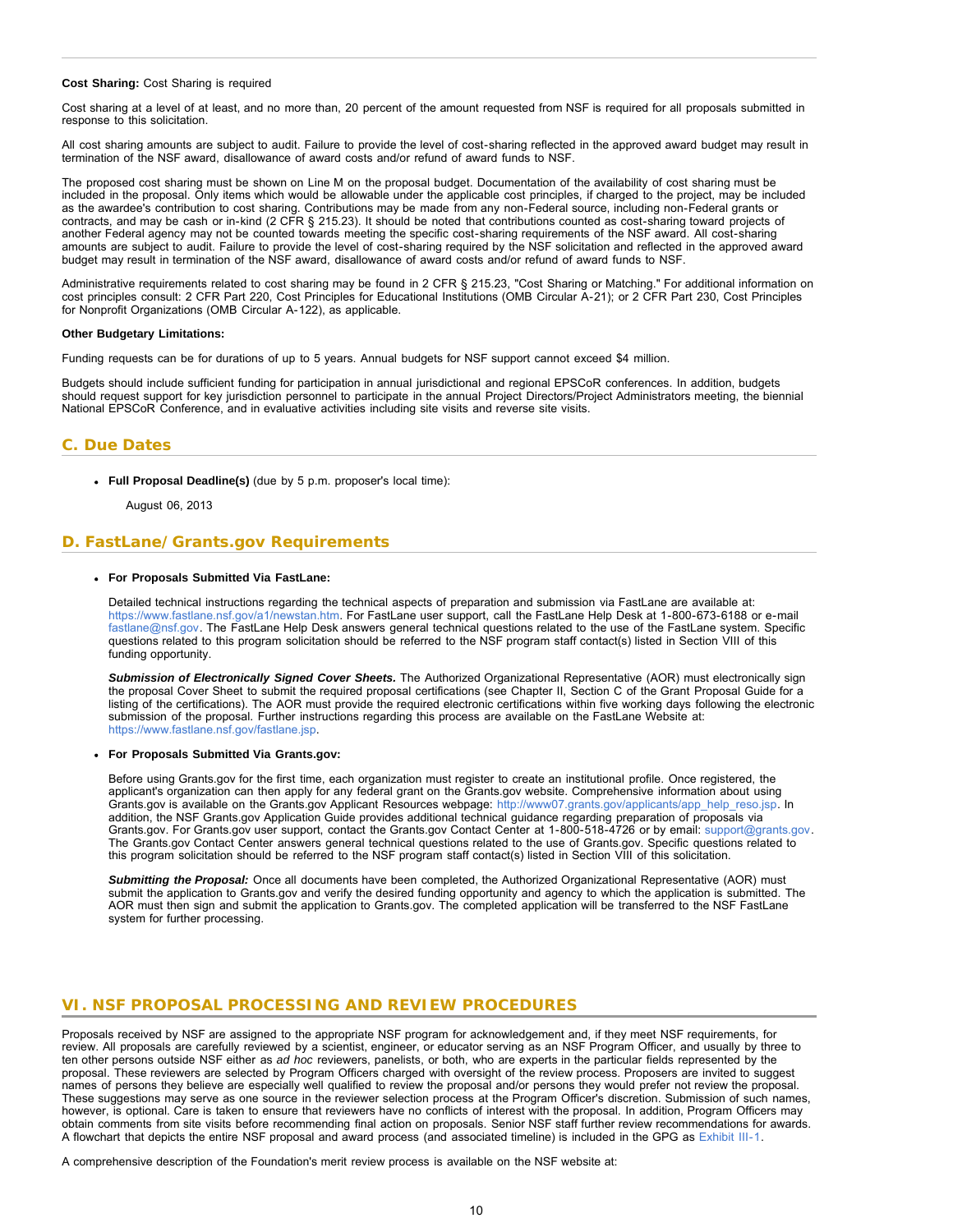**Cost Sharing:** Cost Sharing is required

Cost sharing at a level of at least, and no more than, 20 percent of the amount requested from NSF is required for all proposals submitted in response to this solicitation.

All cost sharing amounts are subject to audit. Failure to provide the level of cost-sharing reflected in the approved award budget may result in termination of the NSF award, disallowance of award costs and/or refund of award funds to NSF.

The proposed cost sharing must be shown on Line M on the proposal budget. Documentation of the availability of cost sharing must be included in the proposal. Only items which would be allowable under the applicable cost principles, if charged to the project, may be included as the awardee's contribution to cost sharing. Contributions may be made from any non-Federal source, including non-Federal grants or contracts, and may be cash or in-kind (2 CFR § 215.23). It should be noted that contributions counted as cost-sharing toward projects of another Federal agency may not be counted towards meeting the specific cost-sharing requirements of the NSF award. All cost-sharing amounts are subject to audit. Failure to provide the level of cost-sharing required by the NSF solicitation and reflected in the approved award budget may result in termination of the NSF award, disallowance of award costs and/or refund of award funds to NSF.

Administrative requirements related to cost sharing may be found in 2 CFR § 215.23, "Cost Sharing or Matching." For additional information on cost principles consult: 2 CFR Part 220, Cost Principles for Educational Institutions (OMB Circular A-21); or 2 CFR Part 230, Cost Principles for Nonprofit Organizations (OMB Circular A-122), as applicable.

**Other Budgetary Limitations:**

Funding requests can be for durations of up to 5 years. Annual budgets for NSF support cannot exceed $4 million.

Budgets should include sufficient funding for participation in annual jurisdictional and regional EPSCoR conferences. In addition, budgets should request support for key jurisdiction personnel to participate in the annual Project Directors/Project Administrators meeting, the biennial National EPSCoR Conference, and in evaluative activities including site visits and reverse site visits.

## C. Due Dates

- **Full Proposal Deadline(s)** (due by 5 p.m. proposer's local time):

  August 06, 2013

## D. FastLane/Grants.gov Requirements

- **For Proposals Submitted Via FastLane:**

  Detailed technical instructions regarding the technical aspects of preparation and submission via FastLane are available at: https://www.fastlane.nsf.gov/a1/newstan.htm. For FastLane user support, call the FastLane Help Desk at 1-800-673-6188 or e-mail fastlane@nsf.gov. The FastLane Help Desk answers general technical questions related to the use of the FastLane system. Specific questions related to this program solicitation should be referred to the NSF program staff contact(s) listed in Section VIII of this funding opportunity.

  ***Submission of Electronically Signed Cover Sheets.*** The Authorized Organizational Representative (AOR) must electronically sign the proposal Cover Sheet to submit the required proposal certifications (see Chapter II, Section C of the Grant Proposal Guide for a listing of the certifications). The AOR must provide the required electronic certifications within five working days following the electronic submission of the proposal. Further instructions regarding this process are available on the FastLane Website at: https://www.fastlane.nsf.gov/fastlane.jsp.

- **For Proposals Submitted Via Grants.gov:**

  Before using Grants.gov for the first time, each organization must register to create an institutional profile. Once registered, the applicant's organization can then apply for any federal grant on the Grants.gov website. Comprehensive information about using Grants.gov is available on the Grants.gov Applicant Resources webpage: http://www07.grants.gov/applicants/app_help_reso.jsp. In addition, the NSF Grants.gov Application Guide provides additional technical guidance regarding preparation of proposals via Grants.gov. For Grants.gov user support, contact the Grants.gov Contact Center at 1-800-518-4726 or by email: support@grants.gov. The Grants.gov Contact Center answers general technical questions related to the use of Grants.gov. Specific questions related to this program solicitation should be referred to the NSF program staff contact(s) listed in Section VIII of this solicitation.

  ***Submitting the Proposal:*** Once all documents have been completed, the Authorized Organizational Representative (AOR) must submit the application to Grants.gov and verify the desired funding opportunity and agency to which the application is submitted. The AOR must then sign and submit the application to Grants.gov. The completed application will be transferred to the NSF FastLane system for further processing.

# VI. NSF PROPOSAL PROCESSING AND REVIEW PROCEDURES

Proposals received by NSF are assigned to the appropriate NSF program for acknowledgement and, if they meet NSF requirements, for review. All proposals are carefully reviewed by a scientist, engineer, or educator serving as an NSF Program Officer, and usually by three to ten other persons outside NSF either as *ad hoc* reviewers, panelists, or both, who are experts in the particular fields represented by the proposal. These reviewers are selected by Program Officers charged with oversight of the review process. Proposers are invited to suggest names of persons they believe are especially well qualified to review the proposal and/or persons they would prefer not review the proposal. These suggestions may serve as one source in the reviewer selection process at the Program Officer's discretion. Submission of such names, however, is optional. Care is taken to ensure that reviewers have no conflicts of interest with the proposal. In addition, Program Officers may obtain comments from site visits before recommending final action on proposals. Senior NSF staff further review recommendations for awards. A flowchart that depicts the entire NSF proposal and award process (and associated timeline) is included in the GPG as Exhibit III-1.

A comprehensive description of the Foundation's merit review process is available on the NSF website at: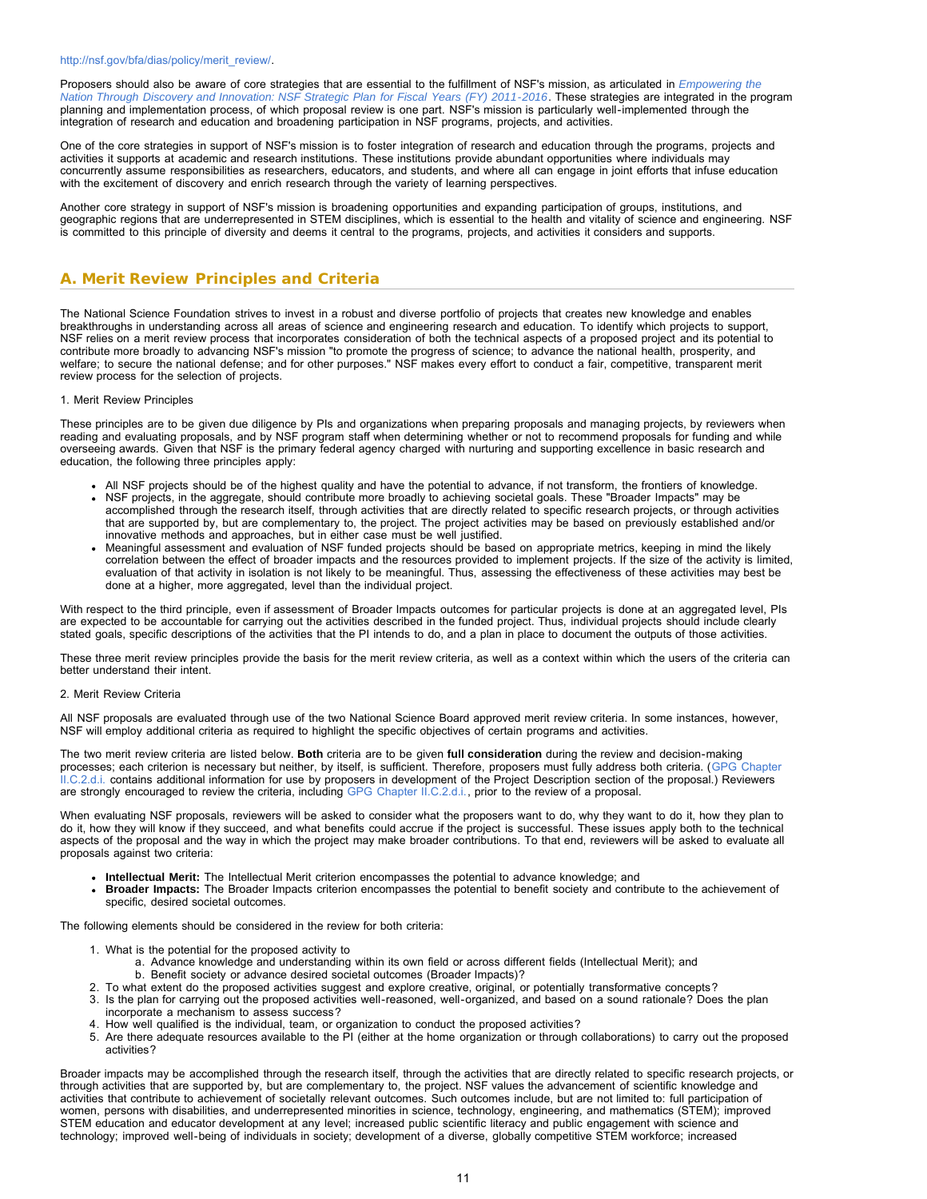http://nsf.gov/bfa/dias/policy/merit_review/.

Proposers should also be aware of core strategies that are essential to the fulfillment of NSF's mission, as articulated in *Empowering the Nation Through Discovery and Innovation: NSF Strategic Plan for Fiscal Years (FY) 2011-2016*. These strategies are integrated in the program planning and implementation process, of which proposal review is one part. NSF's mission is particularly well-implemented through the integration of research and education and broadening participation in NSF programs, projects, and activities.

One of the core strategies in support of NSF's mission is to foster integration of research and education through the programs, projects and activities it supports at academic and research institutions. These institutions provide abundant opportunities where individuals may concurrently assume responsibilities as researchers, educators, and students, and where all can engage in joint efforts that infuse education with the excitement of discovery and enrich research through the variety of learning perspectives.

Another core strategy in support of NSF's mission is broadening opportunities and expanding participation of groups, institutions, and geographic regions that are underrepresented in STEM disciplines, which is essential to the health and vitality of science and engineering. NSF is committed to this principle of diversity and deems it central to the programs, projects, and activities it considers and supports.

## A. Merit Review Principles and Criteria

The National Science Foundation strives to invest in a robust and diverse portfolio of projects that creates new knowledge and enables breakthroughs in understanding across all areas of science and engineering research and education. To identify which projects to support, NSF relies on a merit review process that incorporates consideration of both the technical aspects of a proposed project and its potential to contribute more broadly to advancing NSF's mission "to promote the progress of science; to advance the national health, prosperity, and welfare; to secure the national defense; and for other purposes." NSF makes every effort to conduct a fair, competitive, transparent merit review process for the selection of projects.

1. Merit Review Principles

These principles are to be given due diligence by PIs and organizations when preparing proposals and managing projects, by reviewers when reading and evaluating proposals, and by NSF program staff when determining whether or not to recommend proposals for funding and while overseeing awards. Given that NSF is the primary federal agency charged with nurturing and supporting excellence in basic research and education, the following three principles apply:

- All NSF projects should be of the highest quality and have the potential to advance, if not transform, the frontiers of knowledge.
- NSF projects, in the aggregate, should contribute more broadly to achieving societal goals. These "Broader Impacts" may be accomplished through the research itself, through activities that are directly related to specific research projects, or through activities that are supported by, but are complementary to, the project. The project activities may be based on previously established and/or innovative methods and approaches, but in either case must be well justified.
- Meaningful assessment and evaluation of NSF funded projects should be based on appropriate metrics, keeping in mind the likely correlation between the effect of broader impacts and the resources provided to implement projects. If the size of the activity is limited, evaluation of that activity in isolation is not likely to be meaningful. Thus, assessing the effectiveness of these activities may best be done at a higher, more aggregated, level than the individual project.

With respect to the third principle, even if assessment of Broader Impacts outcomes for particular projects is done at an aggregated level, PIs are expected to be accountable for carrying out the activities described in the funded project. Thus, individual projects should include clearly stated goals, specific descriptions of the activities that the PI intends to do, and a plan in place to document the outputs of those activities.

These three merit review principles provide the basis for the merit review criteria, as well as a context within which the users of the criteria can better understand their intent.

2. Merit Review Criteria

All NSF proposals are evaluated through use of the two National Science Board approved merit review criteria. In some instances, however, NSF will employ additional criteria as required to highlight the specific objectives of certain programs and activities.

The two merit review criteria are listed below. **Both** criteria are to be given **full consideration** during the review and decision-making processes; each criterion is necessary but neither, by itself, is sufficient. Therefore, proposers must fully address both criteria. (GPG Chapter II.C.2.d.i. contains additional information for use by proposers in development of the Project Description section of the proposal.) Reviewers are strongly encouraged to review the criteria, including GPG Chapter II.C.2.d.i., prior to the review of a proposal.

When evaluating NSF proposals, reviewers will be asked to consider what the proposers want to do, why they want to do it, how they plan to do it, how they will know if they succeed, and what benefits could accrue if the project is successful. These issues apply both to the technical aspects of the proposal and the way in which the project may make broader contributions. To that end, reviewers will be asked to evaluate all proposals against two criteria:

- **Intellectual Merit:** The Intellectual Merit criterion encompasses the potential to advance knowledge; and
- **Broader Impacts:** The Broader Impacts criterion encompasses the potential to benefit society and contribute to the achievement of specific, desired societal outcomes.

The following elements should be considered in the review for both criteria:

1. What is the potential for the proposed activity to
   a. Advance knowledge and understanding within its own field or across different fields (Intellectual Merit); and
   b. Benefit society or advance desired societal outcomes (Broader Impacts)?
2. To what extent do the proposed activities suggest and explore creative, original, or potentially transformative concepts?
3. Is the plan for carrying out the proposed activities well-reasoned, well-organized, and based on a sound rationale? Does the plan incorporate a mechanism to assess success?
4. How well qualified is the individual, team, or organization to conduct the proposed activities?
5. Are there adequate resources available to the PI (either at the home organization or through collaborations) to carry out the proposed activities?

Broader impacts may be accomplished through the research itself, through the activities that are directly related to specific research projects, or through activities that are supported by, but are complementary to, the project. NSF values the advancement of scientific knowledge and activities that contribute to achievement of societally relevant outcomes. Such outcomes include, but are not limited to: full participation of women, persons with disabilities, and underrepresented minorities in science, technology, engineering, and mathematics (STEM); improved STEM education and educator development at any level; increased public scientific literacy and public engagement with science and technology; improved well-being of individuals in society; development of a diverse, globally competitive STEM workforce; increased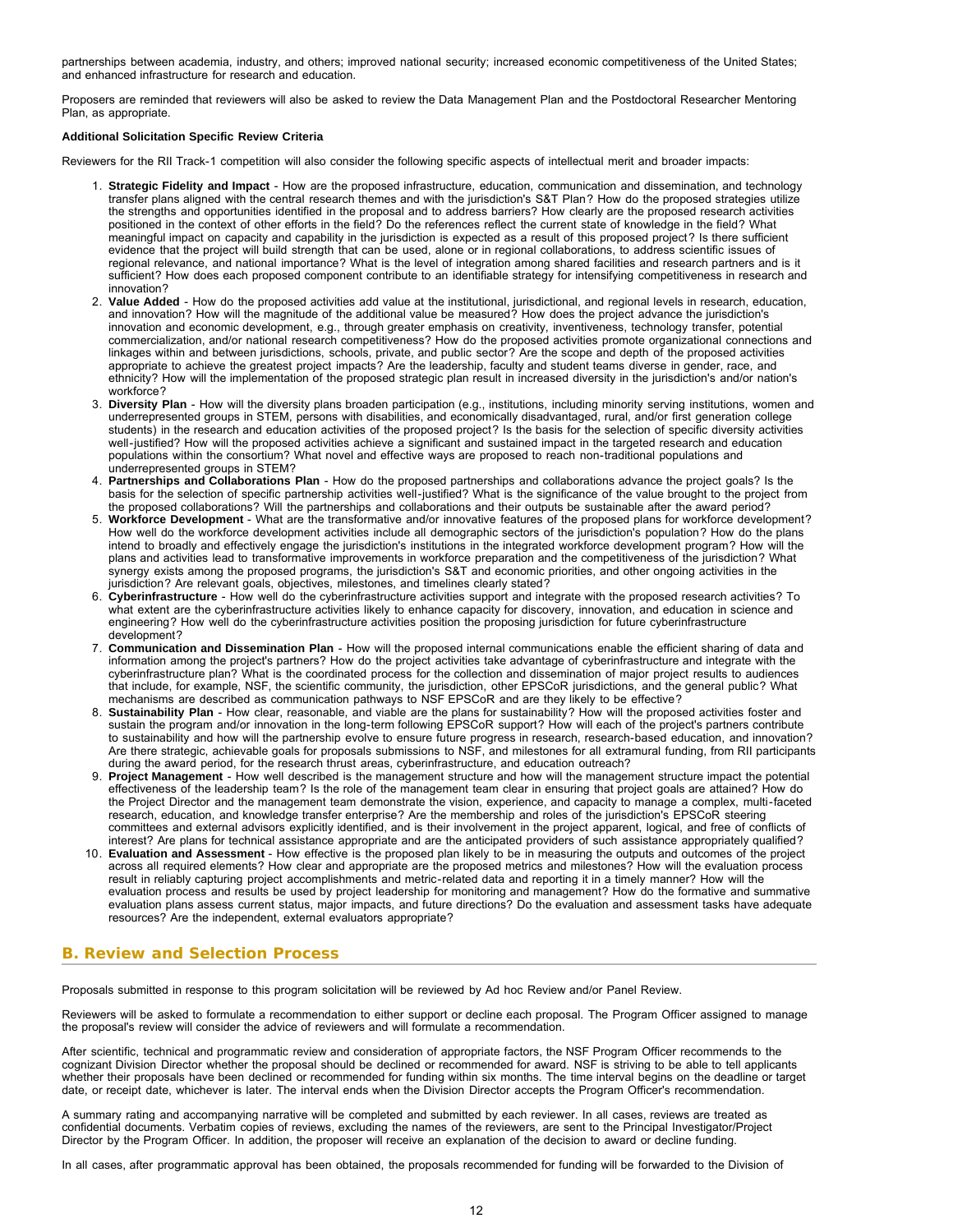partnerships between academia, industry, and others; improved national security; increased economic competitiveness of the United States; and enhanced infrastructure for research and education.

Proposers are reminded that reviewers will also be asked to review the Data Management Plan and the Postdoctoral Researcher Mentoring Plan, as appropriate.

**Additional Solicitation Specific Review Criteria**

Reviewers for the RII Track-1 competition will also consider the following specific aspects of intellectual merit and broader impacts:

1. **Strategic Fidelity and Impact** - How are the proposed infrastructure, education, communication and dissemination, and technology transfer plans aligned with the central research themes and with the jurisdiction's S&T Plan? How do the proposed strategies utilize the strengths and opportunities identified in the proposal and to address barriers? How clearly are the proposed research activities positioned in the context of other efforts in the field? Do the references reflect the current state of knowledge in the field? What meaningful impact on capacity and capability in the jurisdiction is expected as a result of this proposed project? Is there sufficient evidence that the project will build strength that can be used, alone or in regional collaborations, to address scientific issues of regional relevance, and national importance? What is the level of integration among shared facilities and research partners and is it sufficient? How does each proposed component contribute to an identifiable strategy for intensifying competitiveness in research and innovation?
2. **Value Added** - How do the proposed activities add value at the institutional, jurisdictional, and regional levels in research, education, and innovation? How will the magnitude of the additional value be measured? How does the project advance the jurisdiction's innovation and economic development, e.g., through greater emphasis on creativity, inventiveness, technology transfer, potential commercialization, and/or national research competitiveness? How do the proposed activities promote organizational connections and linkages within and between jurisdictions, schools, private, and public sector? Are the scope and depth of the proposed activities appropriate to achieve the greatest project impacts? Are the leadership, faculty and student teams diverse in gender, race, and ethnicity? How will the implementation of the proposed strategic plan result in increased diversity in the jurisdiction's and/or nation's workforce?
3. **Diversity Plan** - How will the diversity plans broaden participation (e.g., institutions, including minority serving institutions, women and underrepresented groups in STEM, persons with disabilities, and economically disadvantaged, rural, and/or first generation college students) in the research and education activities of the proposed project? Is the basis for the selection of specific diversity activities well-justified? How will the proposed activities achieve a significant and sustained impact in the targeted research and education populations within the consortium? What novel and effective ways are proposed to reach non-traditional populations and underrepresented groups in STEM?
4. **Partnerships and Collaborations Plan** - How do the proposed partnerships and collaborations advance the project goals? Is the basis for the selection of specific partnership activities well-justified? What is the significance of the value brought to the project from the proposed collaborations? Will the partnerships and collaborations and their outputs be sustainable after the award period?
5. **Workforce Development** - What are the transformative and/or innovative features of the proposed plans for workforce development? How well do the workforce development activities include all demographic sectors of the jurisdiction's population? How do the plans intend to broadly and effectively engage the jurisdiction's institutions in the integrated workforce development program? How will the plans and activities lead to transformative improvements in workforce preparation and the competitiveness of the jurisdiction? What synergy exists among the proposed programs, the jurisdiction's S&T and economic priorities, and other ongoing activities in the jurisdiction? Are relevant goals, objectives, milestones, and timelines clearly stated?
6. **Cyberinfrastructure** - How well do the cyberinfrastructure activities support and integrate with the proposed research activities? To what extent are the cyberinfrastructure activities likely to enhance capacity for discovery, innovation, and education in science and engineering? How well do the cyberinfrastructure activities position the proposing jurisdiction for future cyberinfrastructure development?
7. **Communication and Dissemination Plan** - How will the proposed internal communications enable the efficient sharing of data and information among the project's partners? How do the project activities take advantage of cyberinfrastructure and integrate with the cyberinfrastructure plan? What is the coordinated process for the collection and dissemination of major project results to audiences that include, for example, NSF, the scientific community, the jurisdiction, other EPSCoR jurisdictions, and the general public? What mechanisms are described as communication pathways to NSF EPSCoR and are they likely to be effective?
8. **Sustainability Plan** - How clear, reasonable, and viable are the plans for sustainability? How will the proposed activities foster and sustain the program and/or innovation in the long-term following EPSCoR support? How will each of the project's partners contribute to sustainability and how will the partnership evolve to ensure future progress in research, research-based education, and innovation? Are there strategic, achievable goals for proposals submissions to NSF, and milestones for all extramural funding, from RII participants during the award period, for the research thrust areas, cyberinfrastructure, and education outreach?
9. **Project Management** - How well described is the management structure and how will the management structure impact the potential effectiveness of the leadership team? Is the role of the management team clear in ensuring that project goals are attained? How do the Project Director and the management team demonstrate the vision, experience, and capacity to manage a complex, multi-faceted research, education, and knowledge transfer enterprise? Are the membership and roles of the jurisdiction's EPSCoR steering committees and external advisors explicitly identified, and is their involvement in the project apparent, logical, and free of conflicts of interest? Are plans for technical assistance appropriate and are the anticipated providers of such assistance appropriately qualified?
10. **Evaluation and Assessment** - How effective is the proposed plan likely to be in measuring the outputs and outcomes of the project across all required elements? How clear and appropriate are the proposed metrics and milestones? How will the evaluation process result in reliably capturing project accomplishments and metric-related data and reporting it in a timely manner? How will the evaluation process and results be used by project leadership for monitoring and management? How do the formative and summative evaluation plans assess current status, major impacts, and future directions? Do the evaluation and assessment tasks have adequate resources? Are the independent, external evaluators appropriate?

## B. Review and Selection Process

Proposals submitted in response to this program solicitation will be reviewed by Ad hoc Review and/or Panel Review.

Reviewers will be asked to formulate a recommendation to either support or decline each proposal. The Program Officer assigned to manage the proposal's review will consider the advice of reviewers and will formulate a recommendation.

After scientific, technical and programmatic review and consideration of appropriate factors, the NSF Program Officer recommends to the cognizant Division Director whether the proposal should be declined or recommended for award. NSF is striving to be able to tell applicants whether their proposals have been declined or recommended for funding within six months. The time interval begins on the deadline or target date, or receipt date, whichever is later. The interval ends when the Division Director accepts the Program Officer's recommendation.

A summary rating and accompanying narrative will be completed and submitted by each reviewer. In all cases, reviews are treated as confidential documents. Verbatim copies of reviews, excluding the names of the reviewers, are sent to the Principal Investigator/Project Director by the Program Officer. In addition, the proposer will receive an explanation of the decision to award or decline funding.

In all cases, after programmatic approval has been obtained, the proposals recommended for funding will be forwarded to the Division of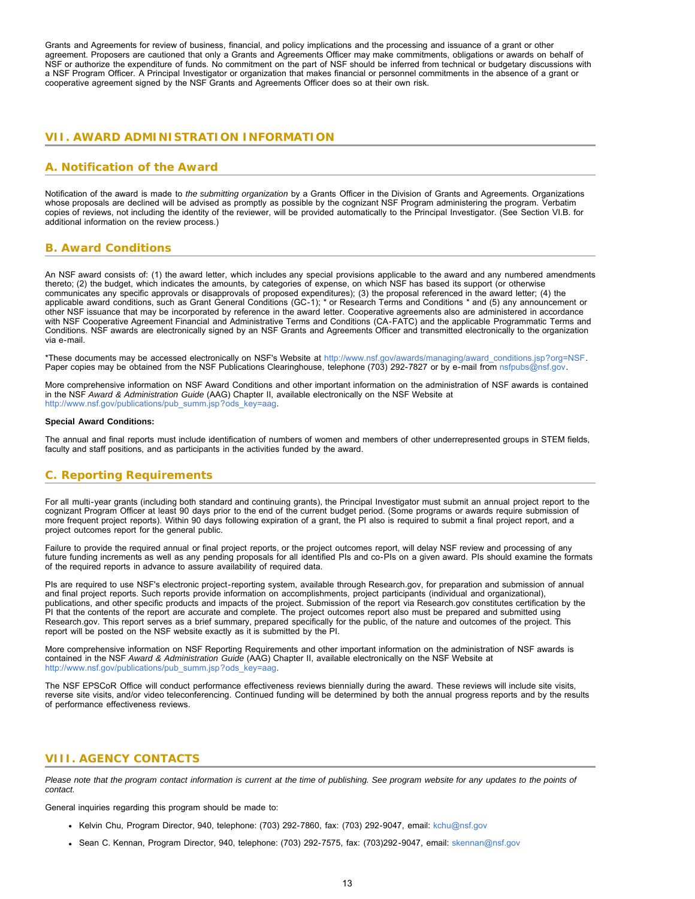Grants and Agreements for review of business, financial, and policy implications and the processing and issuance of a grant or other agreement. Proposers are cautioned that only a Grants and Agreements Officer may make commitments, obligations or awards on behalf of NSF or authorize the expenditure of funds. No commitment on the part of NSF should be inferred from technical or budgetary discussions with a NSF Program Officer. A Principal Investigator or organization that makes financial or personnel commitments in the absence of a grant or cooperative agreement signed by the NSF Grants and Agreements Officer does so at their own risk.

## VII. AWARD ADMINISTRATION INFORMATION

### A. Notification of the Award

Notification of the award is made to *the submitting organization* by a Grants Officer in the Division of Grants and Agreements. Organizations whose proposals are declined will be advised as promptly as possible by the cognizant NSF Program administering the program. Verbatim copies of reviews, not including the identity of the reviewer, will be provided automatically to the Principal Investigator. (See Section VI.B. for additional information on the review process.)

### B. Award Conditions

An NSF award consists of: (1) the award letter, which includes any special provisions applicable to the award and any numbered amendments thereto; (2) the budget, which indicates the amounts, by categories of expense, on which NSF has based its support (or otherwise communicates any specific approvals or disapprovals of proposed expenditures); (3) the proposal referenced in the award letter; (4) the applicable award conditions, such as Grant General Conditions (GC-1); * or Research Terms and Conditions * and (5) any announcement or other NSF issuance that may be incorporated by reference in the award letter. Cooperative agreements also are administered in accordance with NSF Cooperative Agreement Financial and Administrative Terms and Conditions (CA-FATC) and the applicable Programmatic Terms and Conditions. NSF awards are electronically signed by an NSF Grants and Agreements Officer and transmitted electronically to the organization via e-mail.

*These documents may be accessed electronically on NSF's Website at http://www.nsf.gov/awards/managing/award_conditions.jsp?org=NSF. Paper copies may be obtained from the NSF Publications Clearinghouse, telephone (703) 292-7827 or by e-mail from nsfpubs@nsf.gov.

More comprehensive information on NSF Award Conditions and other important information on the administration of NSF awards is contained in the NSF *Award & Administration Guide* (AAG) Chapter II, available electronically on the NSF Website at http://www.nsf.gov/publications/pub_summ.jsp?ods_key=aag.

**Special Award Conditions:**

The annual and final reports must include identification of numbers of women and members of other underrepresented groups in STEM fields, faculty and staff positions, and as participants in the activities funded by the award.

### C. Reporting Requirements

For all multi-year grants (including both standard and continuing grants), the Principal Investigator must submit an annual project report to the cognizant Program Officer at least 90 days prior to the end of the current budget period. (Some programs or awards require submission of more frequent project reports). Within 90 days following expiration of a grant, the PI also is required to submit a final project report, and a project outcomes report for the general public.

Failure to provide the required annual or final project reports, or the project outcomes report, will delay NSF review and processing of any future funding increments as well as any pending proposals for all identified PIs and co-PIs on a given award. PIs should examine the formats of the required reports in advance to assure availability of required data.

PIs are required to use NSF's electronic project-reporting system, available through Research.gov, for preparation and submission of annual and final project reports. Such reports provide information on accomplishments, project participants (individual and organizational), publications, and other specific products and impacts of the project. Submission of the report via Research.gov constitutes certification by the PI that the contents of the report are accurate and complete. The project outcomes report also must be prepared and submitted using Research.gov. This report serves as a brief summary, prepared specifically for the public, of the nature and outcomes of the project. This report will be posted on the NSF website exactly as it is submitted by the PI.

More comprehensive information on NSF Reporting Requirements and other important information on the administration of NSF awards is contained in the NSF *Award & Administration Guide* (AAG) Chapter II, available electronically on the NSF Website at http://www.nsf.gov/publications/pub_summ.jsp?ods_key=aag.

The NSF EPSCoR Office will conduct performance effectiveness reviews biennially during the award. These reviews will include site visits, reverse site visits, and/or video teleconferencing. Continued funding will be determined by both the annual progress reports and by the results of performance effectiveness reviews.

## VIII. AGENCY CONTACTS

*Please note that the program contact information is current at the time of publishing. See program website for any updates to the points of contact.*

General inquiries regarding this program should be made to:

- Kelvin Chu, Program Director, 940, telephone: (703) 292-7860, fax: (703) 292-9047, email: kchu@nsf.gov
- Sean C. Kennan, Program Director, 940, telephone: (703) 292-7575, fax: (703)292-9047, email: skennan@nsf.gov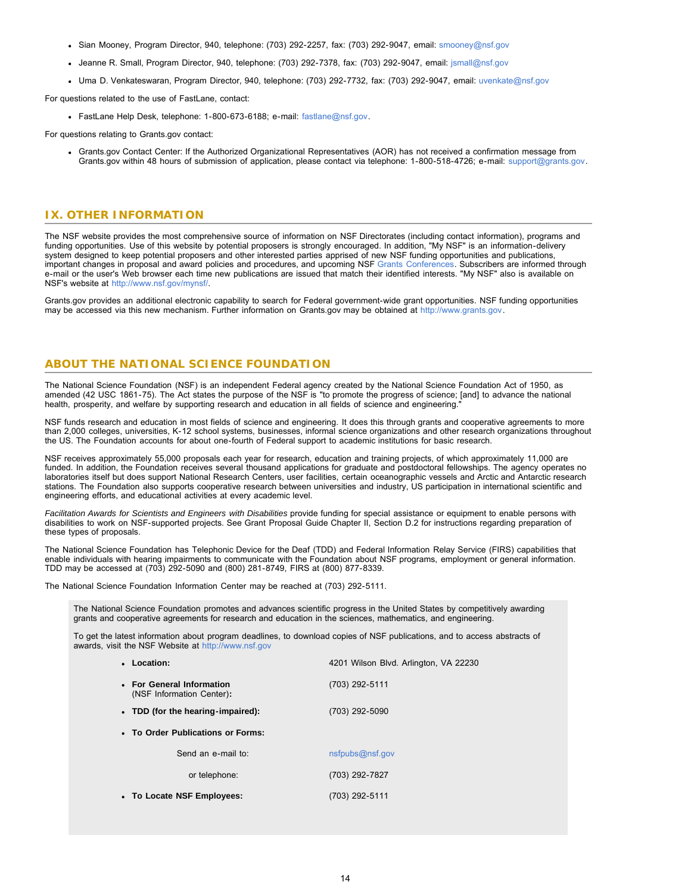- Sian Mooney, Program Director, 940, telephone: (703) 292-2257, fax: (703) 292-9047, email: smooney@nsf.gov
- Jeanne R. Small, Program Director, 940, telephone: (703) 292-7378, fax: (703) 292-9047, email: jsmall@nsf.gov
- Uma D. Venkateswaran, Program Director, 940, telephone: (703) 292-7732, fax: (703) 292-9047, email: uvenkate@nsf.gov

For questions related to the use of FastLane, contact:

- FastLane Help Desk, telephone: 1-800-673-6188; e-mail: fastlane@nsf.gov.

For questions relating to Grants.gov contact:

- Grants.gov Contact Center: If the Authorized Organizational Representatives (AOR) has not received a confirmation message from Grants.gov within 48 hours of submission of application, please contact via telephone: 1-800-518-4726; e-mail: support@grants.gov.

## IX. OTHER INFORMATION

The NSF website provides the most comprehensive source of information on NSF Directorates (including contact information), programs and funding opportunities. Use of this website by potential proposers is strongly encouraged. In addition, "My NSF" is an information-delivery system designed to keep potential proposers and other interested parties apprised of new NSF funding opportunities and publications, important changes in proposal and award policies and procedures, and upcoming NSF Grants Conferences. Subscribers are informed through e-mail or the user's Web browser each time new publications are issued that match their identified interests. "My NSF" also is available on NSF's website at http://www.nsf.gov/mynsf/.

Grants.gov provides an additional electronic capability to search for Federal government-wide grant opportunities. NSF funding opportunities may be accessed via this new mechanism. Further information on Grants.gov may be obtained at http://www.grants.gov.

## ABOUT THE NATIONAL SCIENCE FOUNDATION

The National Science Foundation (NSF) is an independent Federal agency created by the National Science Foundation Act of 1950, as amended (42 USC 1861-75). The Act states the purpose of the NSF is "to promote the progress of science; [and] to advance the national health, prosperity, and welfare by supporting research and education in all fields of science and engineering."

NSF funds research and education in most fields of science and engineering. It does this through grants and cooperative agreements to more than 2,000 colleges, universities, K-12 school systems, businesses, informal science organizations and other research organizations throughout the US. The Foundation accounts for about one-fourth of Federal support to academic institutions for basic research.

NSF receives approximately 55,000 proposals each year for research, education and training projects, of which approximately 11,000 are funded. In addition, the Foundation receives several thousand applications for graduate and postdoctoral fellowships. The agency operates no laboratories itself but does support National Research Centers, user facilities, certain oceanographic vessels and Arctic and Antarctic research stations. The Foundation also supports cooperative research between universities and industry, US participation in international scientific and engineering efforts, and educational activities at every academic level.

*Facilitation Awards for Scientists and Engineers with Disabilities* provide funding for special assistance or equipment to enable persons with disabilities to work on NSF-supported projects. See Grant Proposal Guide Chapter II, Section D.2 for instructions regarding preparation of these types of proposals.

The National Science Foundation has Telephonic Device for the Deaf (TDD) and Federal Information Relay Service (FIRS) capabilities that enable individuals with hearing impairments to communicate with the Foundation about NSF programs, employment or general information. TDD may be accessed at (703) 292-5090 and (800) 281-8749, FIRS at (800) 877-8339.

The National Science Foundation Information Center may be reached at (703) 292-5111.

The National Science Foundation promotes and advances scientific progress in the United States by competitively awarding grants and cooperative agreements for research and education in the sciences, mathematics, and engineering.

To get the latest information about program deadlines, to download copies of NSF publications, and to access abstracts of awards, visit the NSF Website at http://www.nsf.gov

- **Location:** 4201 Wilson Blvd. Arlington, VA 22230
- **For General Information** (NSF Information Center)**:** (703) 292-5111
- **TDD (for the hearing-impaired):** (703) 292-5090
- **To Order Publications or Forms:**
  - Send an e-mail to: nsfpubs@nsf.gov
  - or telephone: (703) 292-7827
- **To Locate NSF Employees:** (703) 292-5111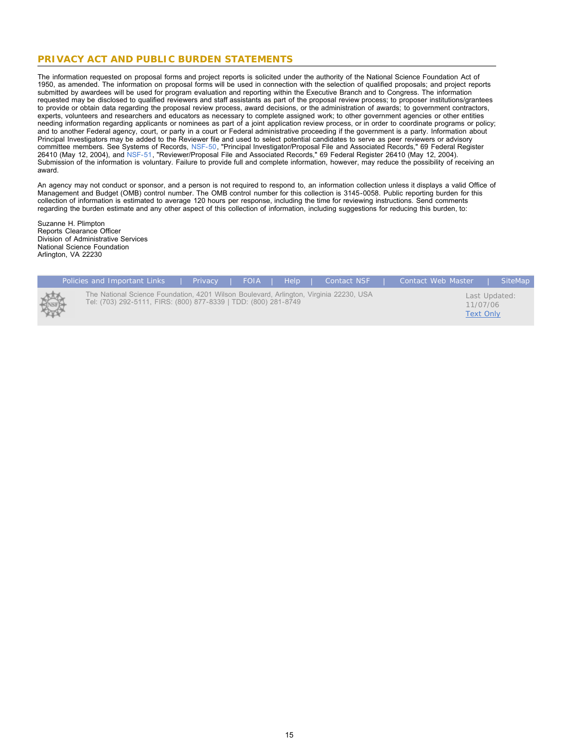## PRIVACY ACT AND PUBLIC BURDEN STATEMENTS

The information requested on proposal forms and project reports is solicited under the authority of the National Science Foundation Act of 1950, as amended. The information on proposal forms will be used in connection with the selection of qualified proposals; and project reports submitted by awardees will be used for program evaluation and reporting within the Executive Branch and to Congress. The information requested may be disclosed to qualified reviewers and staff assistants as part of the proposal review process; to proposer institutions/grantees to provide or obtain data regarding the proposal review process, award decisions, or the administration of awards; to government contractors, experts, volunteers and researchers and educators as necessary to complete assigned work; to other government agencies or other entities needing information regarding applicants or nominees as part of a joint application review process, or in order to coordinate programs or policy; and to another Federal agency, court, or party in a court or Federal administrative proceeding if the government is a party. Information about Principal Investigators may be added to the Reviewer file and used to select potential candidates to serve as peer reviewers or advisory committee members. See Systems of Records, NSF-50, "Principal Investigator/Proposal File and Associated Records," 69 Federal Register 26410 (May 12, 2004), and NSF-51, "Reviewer/Proposal File and Associated Records," 69 Federal Register 26410 (May 12, 2004). Submission of the information is voluntary. Failure to provide full and complete information, however, may reduce the possibility of receiving an award.

An agency may not conduct or sponsor, and a person is not required to respond to, an information collection unless it displays a valid Office of Management and Budget (OMB) control number. The OMB control number for this collection is 3145-0058. Public reporting burden for this collection of information is estimated to average 120 hours per response, including the time for reviewing instructions. Send comments regarding the burden estimate and any other aspect of this collection of information, including suggestions for reducing this burden, to:

Suzanne H. Plimpton
Reports Clearance Officer
Division of Administrative Services
National Science Foundation
Arlington, VA 22230

Policies and Important Links | Privacy | FOIA | Help | Contact NSF | Contact Web Master | SiteMap

The National Science Foundation, 4201 Wilson Boulevard, Arlington, Virginia 22230, USA
Tel: (703) 292-5111, FIRS: (800) 877-8339 | TDD: (800) 281-8749

Last Updated: 11/07/06
Text Only